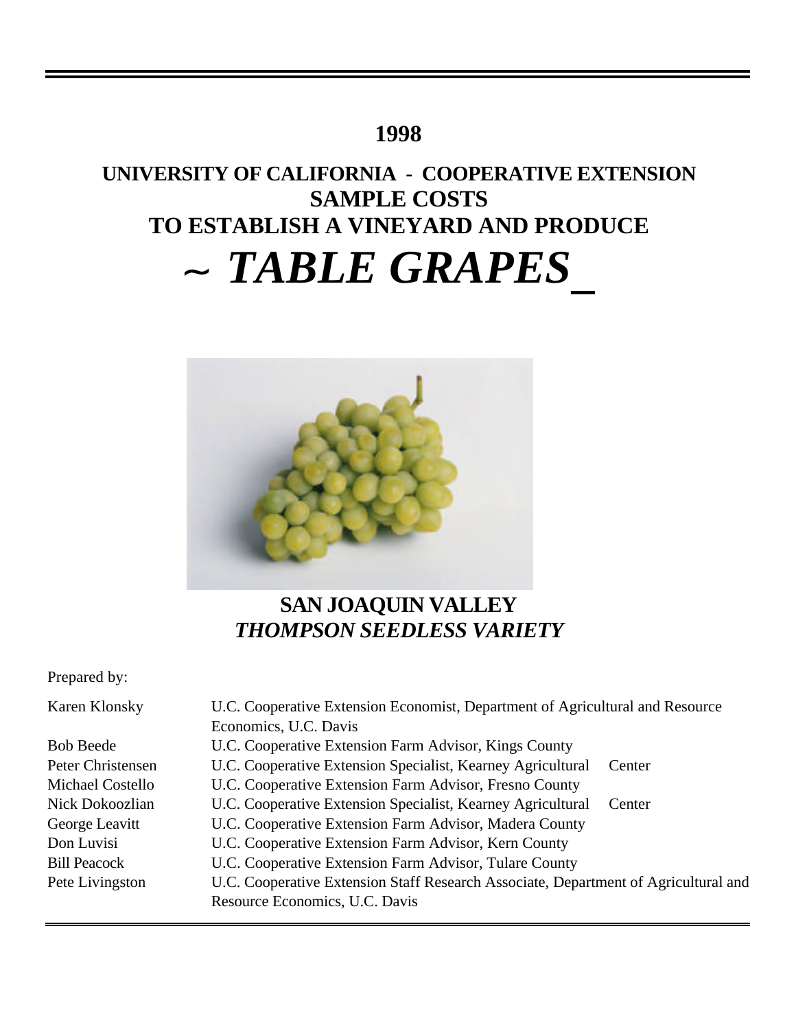# 1998

## UNIVERSITY OF CALIFORNIA - COOPERATIVE EXTENSION
## SAMPLE COSTS
## TO ESTABLISH A VINEYARD AND PRODUCE

# ~ *TABLE GRAPES*

## SAN JOAQUIN VALLEY
### *THOMPSON SEEDLESS VARIETY*

Prepared by:

| | |
|---|---|
| Karen Klonsky | U.C. Cooperative Extension Economist, Department of Agricultural and Resource Economics, U.C. Davis |
| Bob Beede | U.C. Cooperative Extension Farm Advisor, Kings County |
| Peter Christensen | U.C. Cooperative Extension Specialist, Kearney Agricultural Center |
| Michael Costello | U.C. Cooperative Extension Farm Advisor, Fresno County |
| Nick Dokoozlian | U.C. Cooperative Extension Specialist, Kearney Agricultural Center |
| George Leavitt | U.C. Cooperative Extension Farm Advisor, Madera County |
| Don Luvisi | U.C. Cooperative Extension Farm Advisor, Kern County |
| Bill Peacock | U.C. Cooperative Extension Farm Advisor, Tulare County |
| Pete Livingston | U.C. Cooperative Extension Staff Research Associate, Department of Agricultural and Resource Economics, U.C. Davis |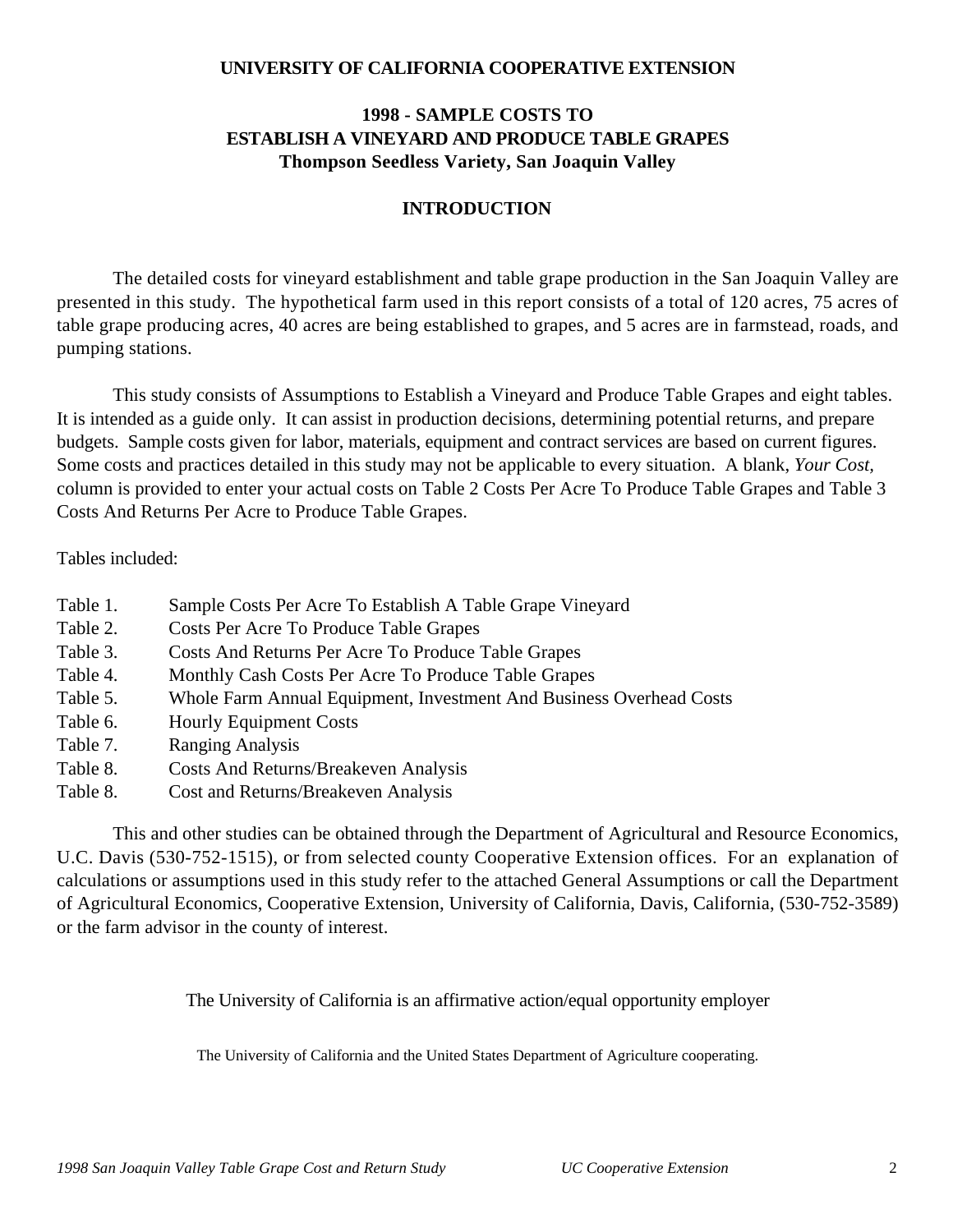**UNIVERSITY OF CALIFORNIA COOPERATIVE EXTENSION**

# 1998 - SAMPLE COSTS TO ESTABLISH A VINEYARD AND PRODUCE TABLE GRAPES
## Thompson Seedless Variety, San Joaquin Valley

## INTRODUCTION

The detailed costs for vineyard establishment and table grape production in the San Joaquin Valley are presented in this study. The hypothetical farm used in this report consists of a total of 120 acres, 75 acres of table grape producing acres, 40 acres are being established to grapes, and 5 acres are in farmstead, roads, and pumping stations.

This study consists of Assumptions to Establish a Vineyard and Produce Table Grapes and eight tables. It is intended as a guide only. It can assist in production decisions, determining potential returns, and prepare budgets. Sample costs given for labor, materials, equipment and contract services are based on current figures. Some costs and practices detailed in this study may not be applicable to every situation. A blank, *Your Cost,* column is provided to enter your actual costs on Table 2 Costs Per Acre To Produce Table Grapes and Table 3 Costs And Returns Per Acre to Produce Table Grapes.

Tables included:

- Table 1. Sample Costs Per Acre To Establish A Table Grape Vineyard
- Table 2. Costs Per Acre To Produce Table Grapes
- Table 3. Costs And Returns Per Acre To Produce Table Grapes
- Table 4. Monthly Cash Costs Per Acre To Produce Table Grapes
- Table 5. Whole Farm Annual Equipment, Investment And Business Overhead Costs
- Table 6. Hourly Equipment Costs
- Table 7. Ranging Analysis
- Table 8. Costs And Returns/Breakeven Analysis
- Table 8. Cost and Returns/Breakeven Analysis

This and other studies can be obtained through the Department of Agricultural and Resource Economics, U.C. Davis (530-752-1515), or from selected county Cooperative Extension offices. For an explanation of calculations or assumptions used in this study refer to the attached General Assumptions or call the Department of Agricultural Economics, Cooperative Extension, University of California, Davis, California, (530-752-3589) or the farm advisor in the county of interest.

The University of California is an affirmative action/equal opportunity employer

The University of California and the United States Department of Agriculture cooperating.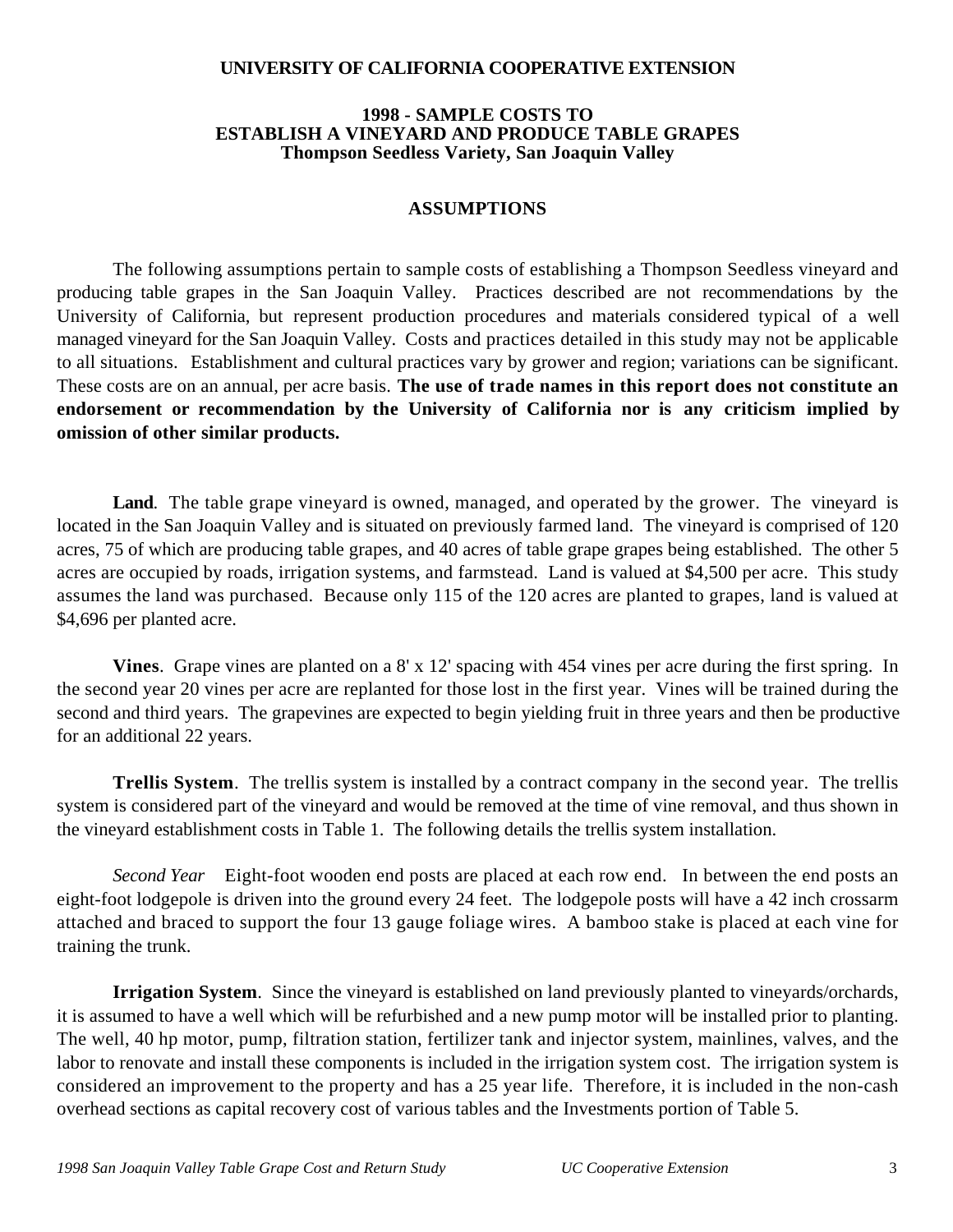**UNIVERSITY OF CALIFORNIA COOPERATIVE EXTENSION**

**1998 - SAMPLE COSTS TO**
**ESTABLISH A VINEYARD AND PRODUCE TABLE GRAPES**
**Thompson Seedless Variety, San Joaquin Valley**

## ASSUMPTIONS

The following assumptions pertain to sample costs of establishing a Thompson Seedless vineyard and producing table grapes in the San Joaquin Valley. Practices described are not recommendations by the University of California, but represent production procedures and materials considered typical of a well managed vineyard for the San Joaquin Valley. Costs and practices detailed in this study may not be applicable to all situations. Establishment and cultural practices vary by grower and region; variations can be significant. These costs are on an annual, per acre basis. **The use of trade names in this report does not constitute an endorsement or recommendation by the University of California nor is any criticism implied by omission of other similar products.**

**Land**. The table grape vineyard is owned, managed, and operated by the grower. The vineyard is located in the San Joaquin Valley and is situated on previously farmed land. The vineyard is comprised of 120 acres, 75 of which are producing table grapes, and 40 acres of table grape grapes being established. The other 5 acres are occupied by roads, irrigation systems, and farmstead. Land is valued at $4,500 per acre. This study assumes the land was purchased. Because only 115 of the 120 acres are planted to grapes, land is valued at $4,696 per planted acre.

**Vines**. Grape vines are planted on a 8' x 12' spacing with 454 vines per acre during the first spring. In the second year 20 vines per acre are replanted for those lost in the first year. Vines will be trained during the second and third years. The grapevines are expected to begin yielding fruit in three years and then be productive for an additional 22 years.

**Trellis System**. The trellis system is installed by a contract company in the second year. The trellis system is considered part of the vineyard and would be removed at the time of vine removal, and thus shown in the vineyard establishment costs in Table 1. The following details the trellis system installation.

*Second Year* Eight-foot wooden end posts are placed at each row end. In between the end posts an eight-foot lodgepole is driven into the ground every 24 feet. The lodgepole posts will have a 42 inch crossarm attached and braced to support the four 13 gauge foliage wires. A bamboo stake is placed at each vine for training the trunk.

**Irrigation System**. Since the vineyard is established on land previously planted to vineyards/orchards, it is assumed to have a well which will be refurbished and a new pump motor will be installed prior to planting. The well, 40 hp motor, pump, filtration station, fertilizer tank and injector system, mainlines, valves, and the labor to renovate and install these components is included in the irrigation system cost. The irrigation system is considered an improvement to the property and has a 25 year life. Therefore, it is included in the non-cash overhead sections as capital recovery cost of various tables and the Investments portion of Table 5.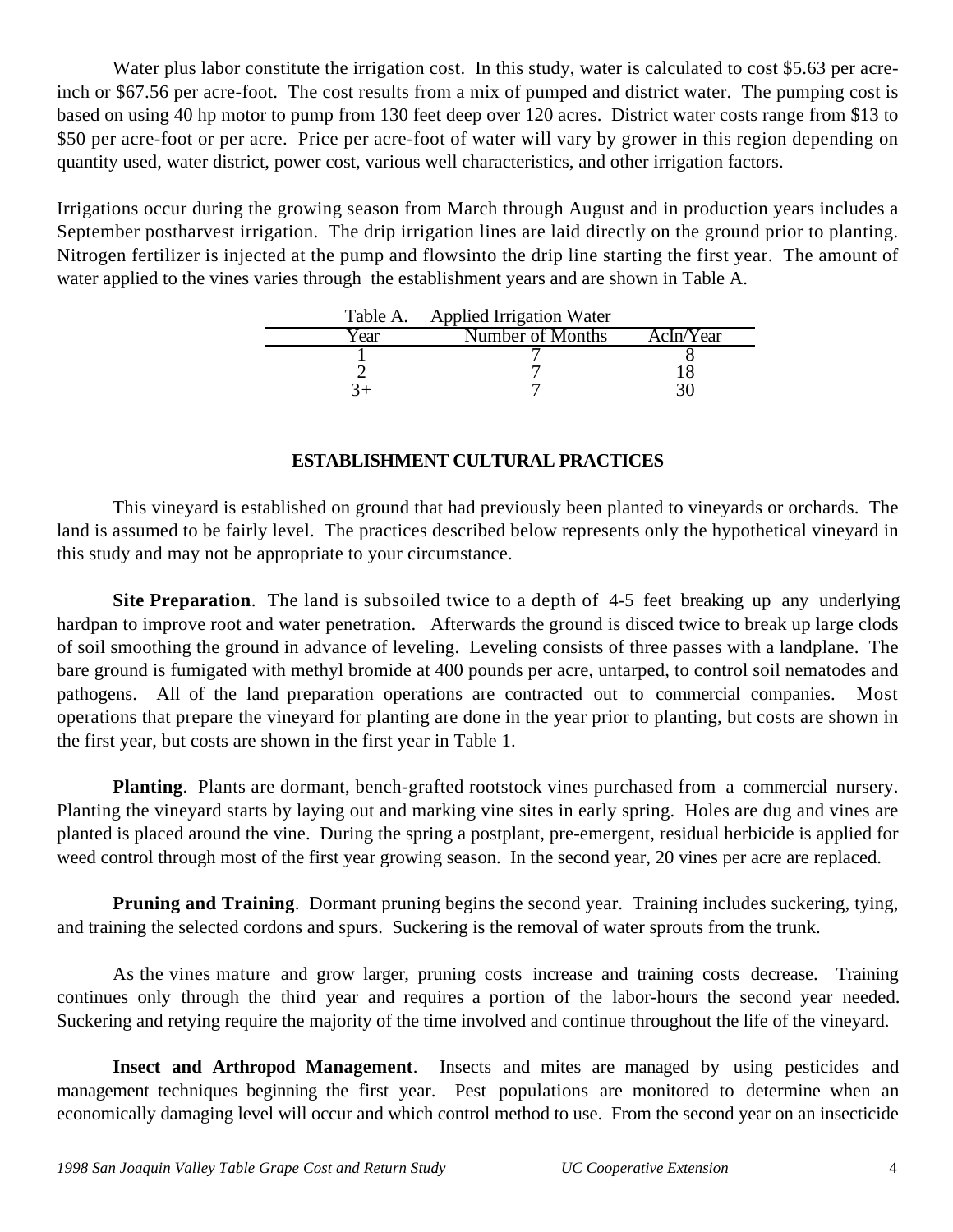Water plus labor constitute the irrigation cost. In this study, water is calculated to cost $5.63 per acre-inch or $67.56 per acre-foot. The cost results from a mix of pumped and district water. The pumping cost is based on using 40 hp motor to pump from 130 feet deep over 120 acres. District water costs range from $13 to $50 per acre-foot or per acre. Price per acre-foot of water will vary by grower in this region depending on quantity used, water district, power cost, various well characteristics, and other irrigation factors.

Irrigations occur during the growing season from March through August and in production years includes a September postharvest irrigation. The drip irrigation lines are laid directly on the ground prior to planting. Nitrogen fertilizer is injected at the pump and flowsinto the drip line starting the first year. The amount of water applied to the vines varies through the establishment years and are shown in Table A.

Table A. Applied Irrigation Water

| Year | Number of Months | AcIn/Year |
|---|---|---|
| 1 | 7 | 8 |
| 2 | 7 | 18 |
| 3+ | 7 | 30 |

## ESTABLISHMENT CULTURAL PRACTICES

This vineyard is established on ground that had previously been planted to vineyards or orchards. The land is assumed to be fairly level. The practices described below represents only the hypothetical vineyard in this study and may not be appropriate to your circumstance.

**Site Preparation**. The land is subsoiled twice to a depth of 4-5 feet breaking up any underlying hardpan to improve root and water penetration. Afterwards the ground is disced twice to break up large clods of soil smoothing the ground in advance of leveling. Leveling consists of three passes with a landplane. The bare ground is fumigated with methyl bromide at 400 pounds per acre, untarped, to control soil nematodes and pathogens. All of the land preparation operations are contracted out to commercial companies. Most operations that prepare the vineyard for planting are done in the year prior to planting, but costs are shown in the first year, but costs are shown in the first year in Table 1.

**Planting**. Plants are dormant, bench-grafted rootstock vines purchased from a commercial nursery. Planting the vineyard starts by laying out and marking vine sites in early spring. Holes are dug and vines are planted is placed around the vine. During the spring a postplant, pre-emergent, residual herbicide is applied for weed control through most of the first year growing season. In the second year, 20 vines per acre are replaced.

**Pruning and Training**. Dormant pruning begins the second year. Training includes suckering, tying, and training the selected cordons and spurs. Suckering is the removal of water sprouts from the trunk.

As the vines mature and grow larger, pruning costs increase and training costs decrease. Training continues only through the third year and requires a portion of the labor-hours the second year needed. Suckering and retying require the majority of the time involved and continue throughout the life of the vineyard.

**Insect and Arthropod Management**. Insects and mites are managed by using pesticides and management techniques beginning the first year. Pest populations are monitored to determine when an economically damaging level will occur and which control method to use. From the second year on an insecticide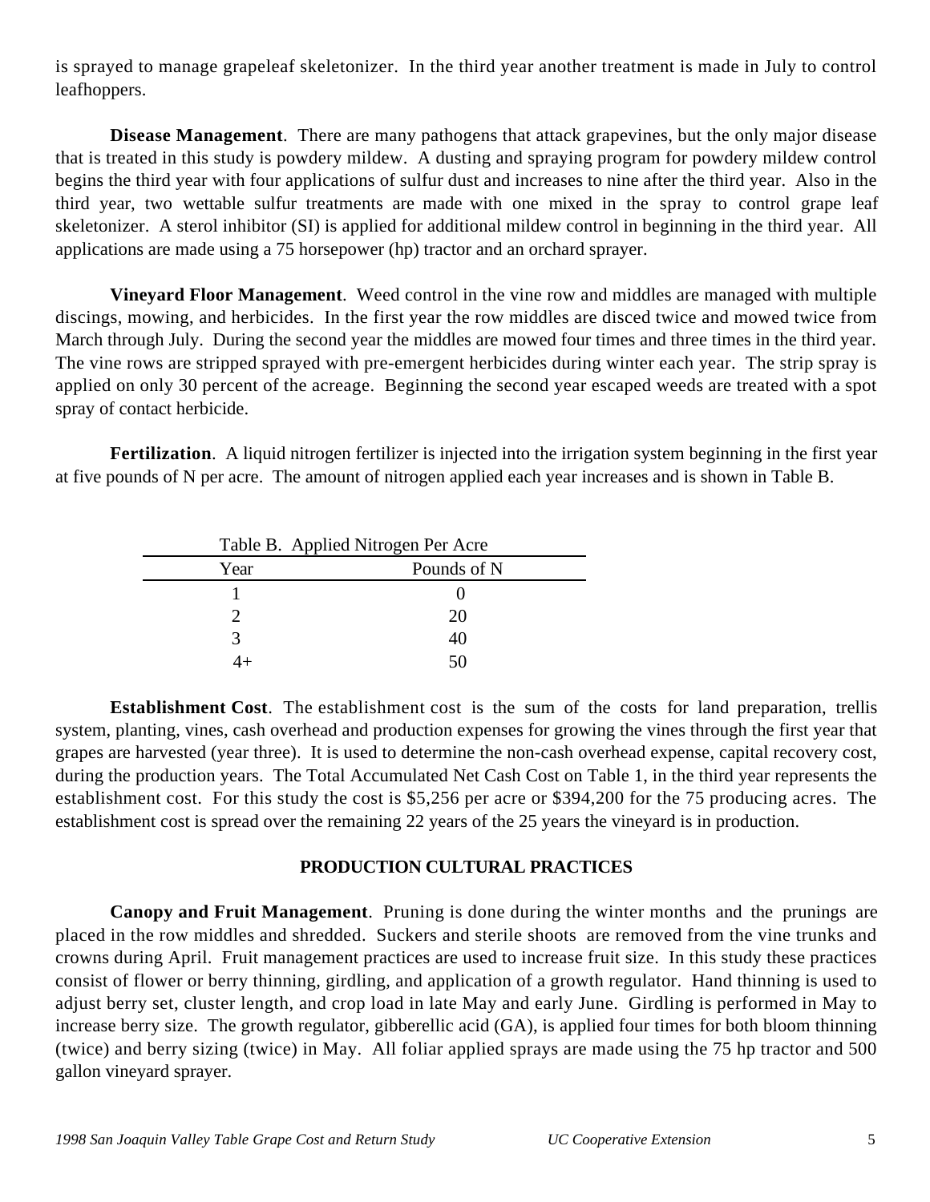is sprayed to manage grapeleaf skeletonizer. In the third year another treatment is made in July to control leafhoppers.

**Disease Management**. There are many pathogens that attack grapevines, but the only major disease that is treated in this study is powdery mildew. A dusting and spraying program for powdery mildew control begins the third year with four applications of sulfur dust and increases to nine after the third year. Also in the third year, two wettable sulfur treatments are made with one mixed in the spray to control grape leaf skeletonizer. A sterol inhibitor (SI) is applied for additional mildew control in beginning in the third year. All applications are made using a 75 horsepower (hp) tractor and an orchard sprayer.

**Vineyard Floor Management**. Weed control in the vine row and middles are managed with multiple discings, mowing, and herbicides. In the first year the row middles are disced twice and mowed twice from March through July. During the second year the middles are mowed four times and three times in the third year. The vine rows are stripped sprayed with pre-emergent herbicides during winter each year. The strip spray is applied on only 30 percent of the acreage. Beginning the second year escaped weeds are treated with a spot spray of contact herbicide.

**Fertilization**. A liquid nitrogen fertilizer is injected into the irrigation system beginning in the first year at five pounds of N per acre. The amount of nitrogen applied each year increases and is shown in Table B.

Table B. Applied Nitrogen Per Acre

| Year | Pounds of N |
|---|---|
| 1 | 0 |
| 2 | 20 |
| 3 | 40 |
| 4+ | 50 |

**Establishment Cost**. The establishment cost is the sum of the costs for land preparation, trellis system, planting, vines, cash overhead and production expenses for growing the vines through the first year that grapes are harvested (year three). It is used to determine the non-cash overhead expense, capital recovery cost, during the production years. The Total Accumulated Net Cash Cost on Table 1, in the third year represents the establishment cost. For this study the cost is $5,256 per acre or $394,200 for the 75 producing acres. The establishment cost is spread over the remaining 22 years of the 25 years the vineyard is in production.

## PRODUCTION CULTURAL PRACTICES

**Canopy and Fruit Management**. Pruning is done during the winter months and the prunings are placed in the row middles and shredded. Suckers and sterile shoots are removed from the vine trunks and crowns during April. Fruit management practices are used to increase fruit size. In this study these practices consist of flower or berry thinning, girdling, and application of a growth regulator. Hand thinning is used to adjust berry set, cluster length, and crop load in late May and early June. Girdling is performed in May to increase berry size. The growth regulator, gibberellic acid (GA), is applied four times for both bloom thinning (twice) and berry sizing (twice) in May. All foliar applied sprays are made using the 75 hp tractor and 500 gallon vineyard sprayer.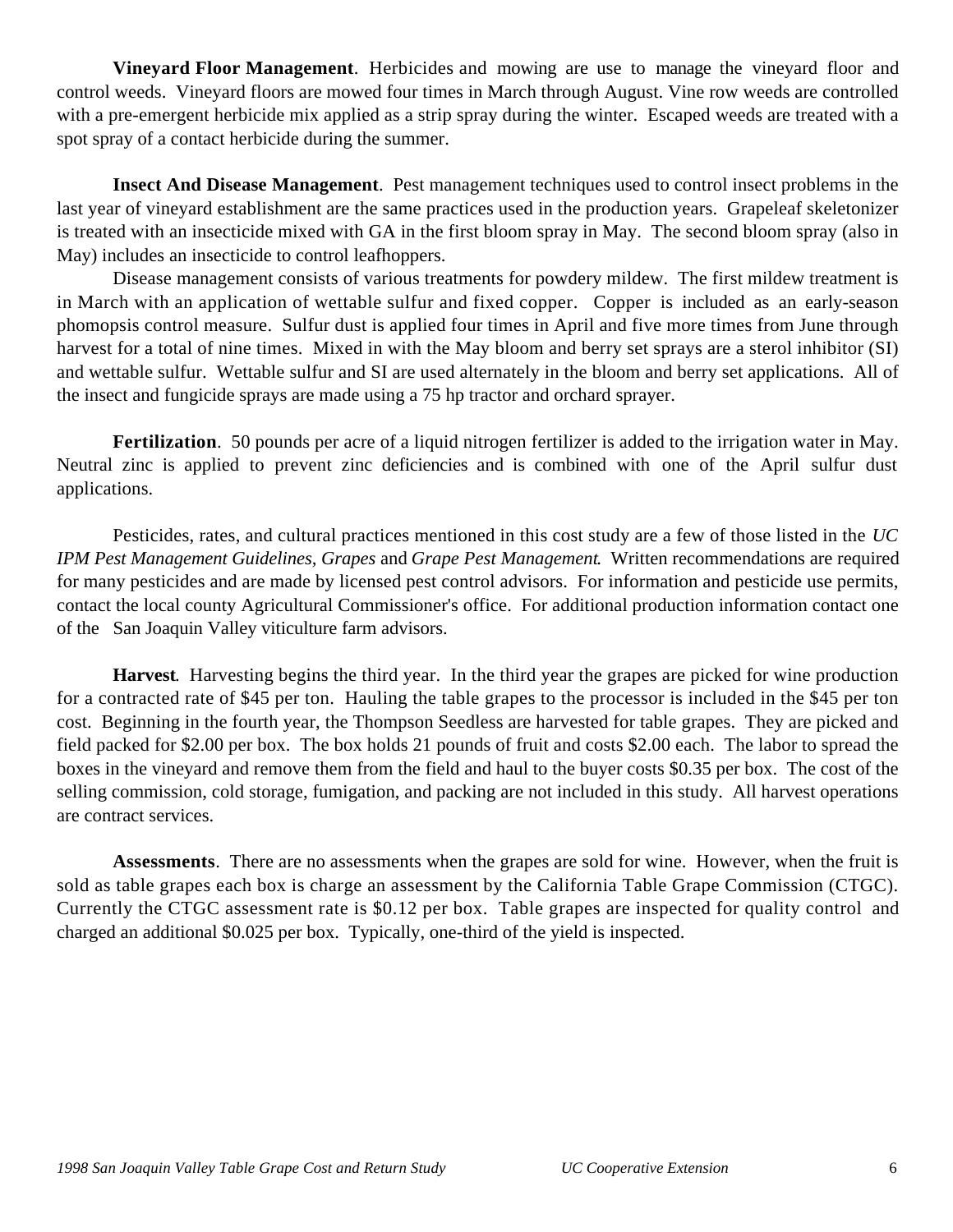**Vineyard Floor Management**. Herbicides and mowing are use to manage the vineyard floor and control weeds. Vineyard floors are mowed four times in March through August. Vine row weeds are controlled with a pre-emergent herbicide mix applied as a strip spray during the winter. Escaped weeds are treated with a spot spray of a contact herbicide during the summer.

**Insect And Disease Management**. Pest management techniques used to control insect problems in the last year of vineyard establishment are the same practices used in the production years. Grapeleaf skeletonizer is treated with an insecticide mixed with GA in the first bloom spray in May. The second bloom spray (also in May) includes an insecticide to control leafhoppers.

Disease management consists of various treatments for powdery mildew. The first mildew treatment is in March with an application of wettable sulfur and fixed copper. Copper is included as an early-season phomopsis control measure. Sulfur dust is applied four times in April and five more times from June through harvest for a total of nine times. Mixed in with the May bloom and berry set sprays are a sterol inhibitor (SI) and wettable sulfur. Wettable sulfur and SI are used alternately in the bloom and berry set applications. All of the insect and fungicide sprays are made using a 75 hp tractor and orchard sprayer.

**Fertilization**. 50 pounds per acre of a liquid nitrogen fertilizer is added to the irrigation water in May. Neutral zinc is applied to prevent zinc deficiencies and is combined with one of the April sulfur dust applications.

Pesticides, rates, and cultural practices mentioned in this cost study are a few of those listed in the *UC IPM Pest Management Guidelines, Grapes* and *Grape Pest Management*. Written recommendations are required for many pesticides and are made by licensed pest control advisors. For information and pesticide use permits, contact the local county Agricultural Commissioner's office. For additional production information contact one of the San Joaquin Valley viticulture farm advisors.

**Harvest**. Harvesting begins the third year. In the third year the grapes are picked for wine production for a contracted rate of $45 per ton. Hauling the table grapes to the processor is included in the $45 per ton cost. Beginning in the fourth year, the Thompson Seedless are harvested for table grapes. They are picked and field packed for $2.00 per box. The box holds 21 pounds of fruit and costs $2.00 each. The labor to spread the boxes in the vineyard and remove them from the field and haul to the buyer costs $0.35 per box. The cost of the selling commission, cold storage, fumigation, and packing are not included in this study. All harvest operations are contract services.

**Assessments**. There are no assessments when the grapes are sold for wine. However, when the fruit is sold as table grapes each box is charge an assessment by the California Table Grape Commission (CTGC). Currently the CTGC assessment rate is $0.12 per box. Table grapes are inspected for quality control and charged an additional $0.025 per box. Typically, one-third of the yield is inspected.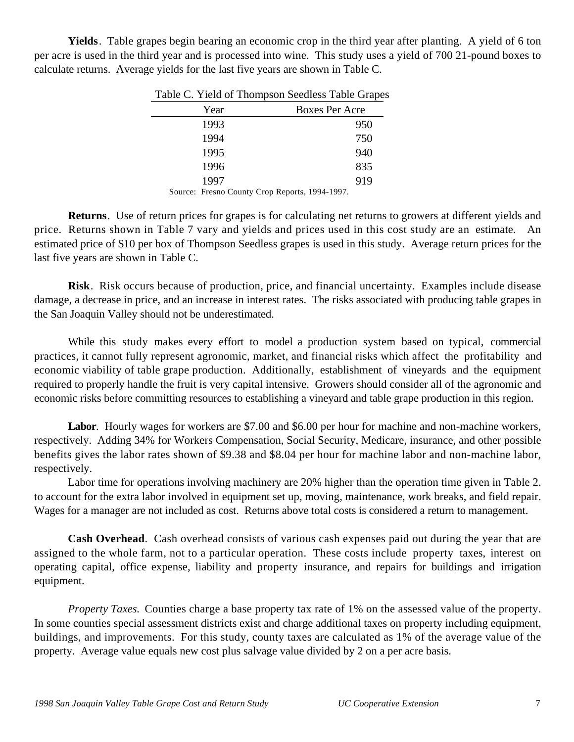**Yields**. Table grapes begin bearing an economic crop in the third year after planting. A yield of 6 ton per acre is used in the third year and is processed into wine. This study uses a yield of 700 21-pound boxes to calculate returns. Average yields for the last five years are shown in Table C.

Table C. Yield of Thompson Seedless Table Grapes

| Year | Boxes Per Acre |
|---|---|
| 1993 | 950 |
| 1994 | 750 |
| 1995 | 940 |
| 1996 | 835 |
| 1997 | 919 |

Source: Fresno County Crop Reports, 1994-1997.

**Returns**. Use of return prices for grapes is for calculating net returns to growers at different yields and price. Returns shown in Table 7 vary and yields and prices used in this cost study are an estimate. An estimated price of $10 per box of Thompson Seedless grapes is used in this study. Average return prices for the last five years are shown in Table C.

**Risk**. Risk occurs because of production, price, and financial uncertainty. Examples include disease damage, a decrease in price, and an increase in interest rates. The risks associated with producing table grapes in the San Joaquin Valley should not be underestimated.

While this study makes every effort to model a production system based on typical, commercial practices, it cannot fully represent agronomic, market, and financial risks which affect the profitability and economic viability of table grape production. Additionally, establishment of vineyards and the equipment required to properly handle the fruit is very capital intensive. Growers should consider all of the agronomic and economic risks before committing resources to establishing a vineyard and table grape production in this region.

**Labor**. Hourly wages for workers are $7.00 and $6.00 per hour for machine and non-machine workers, respectively. Adding 34% for Workers Compensation, Social Security, Medicare, insurance, and other possible benefits gives the labor rates shown of $9.38 and $8.04 per hour for machine labor and non-machine labor, respectively.

Labor time for operations involving machinery are 20% higher than the operation time given in Table 2. to account for the extra labor involved in equipment set up, moving, maintenance, work breaks, and field repair. Wages for a manager are not included as cost. Returns above total costs is considered a return to management.

**Cash Overhead**. Cash overhead consists of various cash expenses paid out during the year that are assigned to the whole farm, not to a particular operation. These costs include property taxes, interest on operating capital, office expense, liability and property insurance, and repairs for buildings and irrigation equipment.

*Property Taxes.* Counties charge a base property tax rate of 1% on the assessed value of the property. In some counties special assessment districts exist and charge additional taxes on property including equipment, buildings, and improvements. For this study, county taxes are calculated as 1% of the average value of the property. Average value equals new cost plus salvage value divided by 2 on a per acre basis.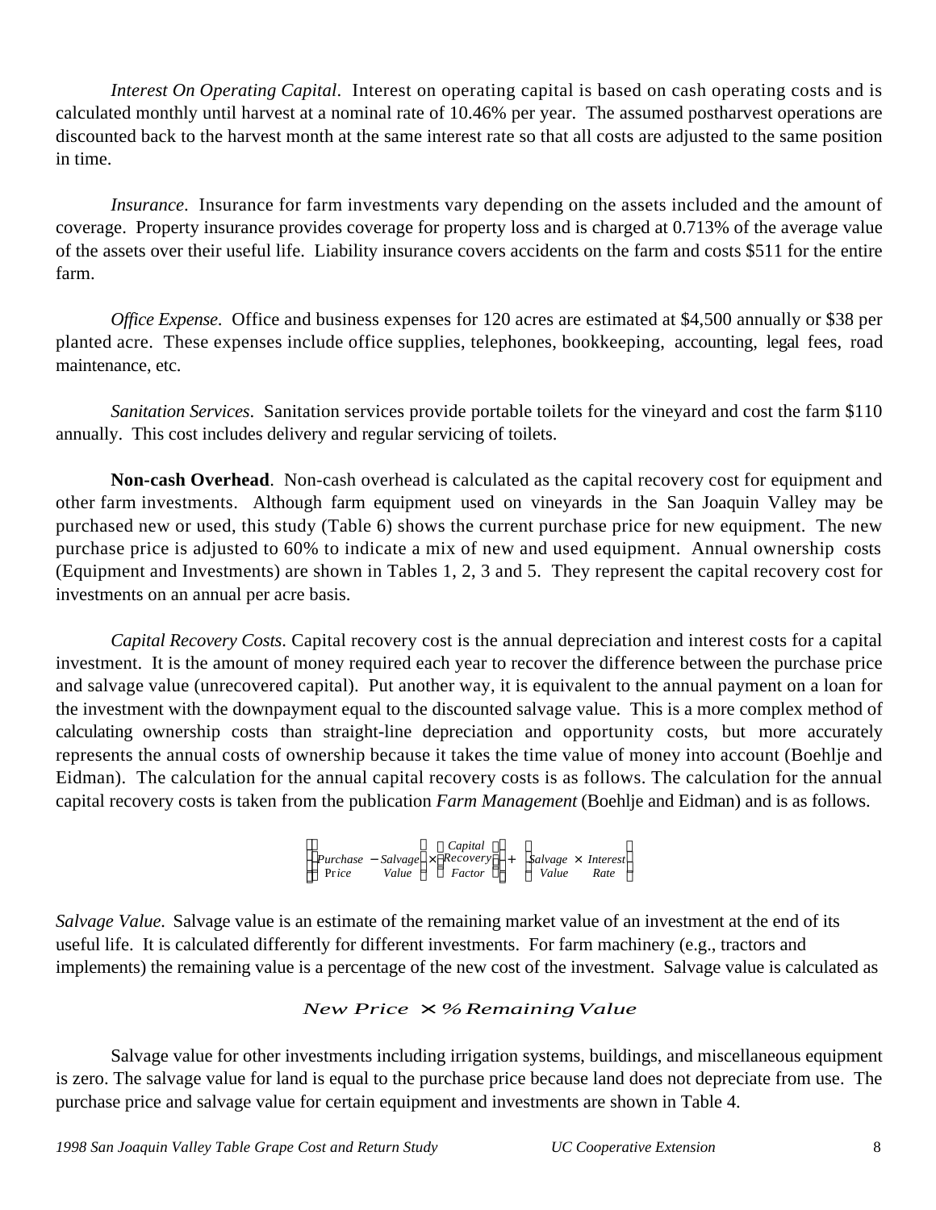*Interest On Operating Capital*. Interest on operating capital is based on cash operating costs and is calculated monthly until harvest at a nominal rate of 10.46% per year. The assumed postharvest operations are discounted back to the harvest month at the same interest rate so that all costs are adjusted to the same position in time.

*Insurance*. Insurance for farm investments vary depending on the assets included and the amount of coverage. Property insurance provides coverage for property loss and is charged at 0.713% of the average value of the assets over their useful life. Liability insurance covers accidents on the farm and costs $511 for the entire farm.

*Office Expense.* Office and business expenses for 120 acres are estimated at $4,500 annually or $38 per planted acre. These expenses include office supplies, telephones, bookkeeping, accounting, legal fees, road maintenance, etc.

*Sanitation Services*. Sanitation services provide portable toilets for the vineyard and cost the farm $110 annually. This cost includes delivery and regular servicing of toilets.

**Non-cash Overhead**. Non-cash overhead is calculated as the capital recovery cost for equipment and other farm investments. Although farm equipment used on vineyards in the San Joaquin Valley may be purchased new or used, this study (Table 6) shows the current purchase price for new equipment. The new purchase price is adjusted to 60% to indicate a mix of new and used equipment. Annual ownership costs (Equipment and Investments) are shown in Tables 1, 2, 3 and 5. They represent the capital recovery cost for investments on an annual per acre basis.

*Capital Recovery Costs*. Capital recovery cost is the annual depreciation and interest costs for a capital investment. It is the amount of money required each year to recover the difference between the purchase price and salvage value (unrecovered capital). Put another way, it is equivalent to the annual payment on a loan for the investment with the downpayment equal to the discounted salvage value. This is a more complex method of calculating ownership costs than straight-line depreciation and opportunity costs, but more accurately represents the annual costs of ownership because it takes the time value of money into account (Boehlje and Eidman). The calculation for the annual capital recovery costs is as follows. The calculation for the annual capital recovery costs is taken from the publication *Farm Management* (Boehlje and Eidman) and is as follows.

$$\left[\left(\begin{matrix}Purchase\\ Price\end{matrix} - \begin{matrix}Salvage\\ Value\end{matrix}\right) \times \left(\begin{matrix}Capital\\ Recovery\\ Factor\end{matrix}\right)\right] + \left(\begin{matrix}Salvage\\ Value\end{matrix} \times \begin{matrix}Interest\\ Rate\end{matrix}\right)$$

*Salvage Value.* Salvage value is an estimate of the remaining market value of an investment at the end of its useful life. It is calculated differently for different investments. For farm machinery (e.g., tractors and implements) the remaining value is a percentage of the new cost of the investment. Salvage value is calculated as

$$New\ Price \times \%\ Remaining\ Value$$

Salvage value for other investments including irrigation systems, buildings, and miscellaneous equipment is zero. The salvage value for land is equal to the purchase price because land does not depreciate from use. The purchase price and salvage value for certain equipment and investments are shown in Table 4.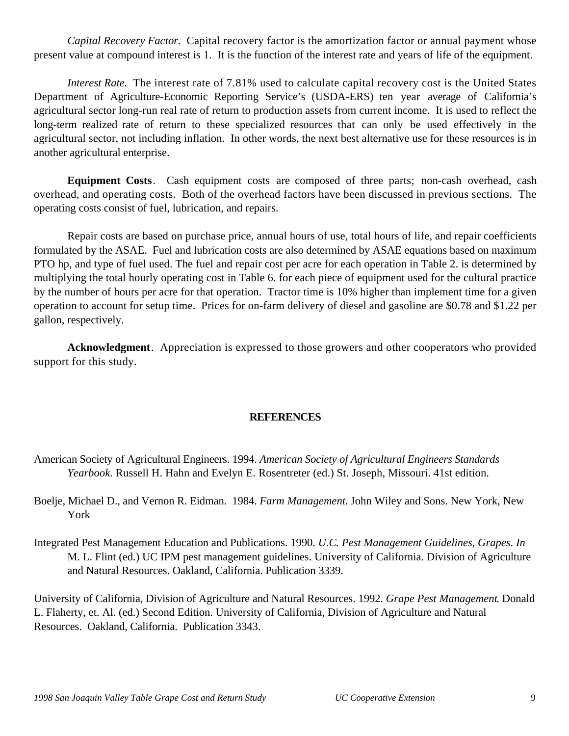*Capital Recovery Factor.* Capital recovery factor is the amortization factor or annual payment whose present value at compound interest is 1. It is the function of the interest rate and years of life of the equipment.

*Interest Rate.* The interest rate of 7.81% used to calculate capital recovery cost is the United States Department of Agriculture-Economic Reporting Service's (USDA-ERS) ten year average of California's agricultural sector long-run real rate of return to production assets from current income. It is used to reflect the long-term realized rate of return to these specialized resources that can only be used effectively in the agricultural sector, not including inflation. In other words, the next best alternative use for these resources is in another agricultural enterprise.

**Equipment Costs**. Cash equipment costs are composed of three parts; non-cash overhead, cash overhead, and operating costs. Both of the overhead factors have been discussed in previous sections. The operating costs consist of fuel, lubrication, and repairs.

Repair costs are based on purchase price, annual hours of use, total hours of life, and repair coefficients formulated by the ASAE. Fuel and lubrication costs are also determined by ASAE equations based on maximum PTO hp, and type of fuel used. The fuel and repair cost per acre for each operation in Table 2. is determined by multiplying the total hourly operating cost in Table 6. for each piece of equipment used for the cultural practice by the number of hours per acre for that operation. Tractor time is 10% higher than implement time for a given operation to account for setup time. Prices for on-farm delivery of diesel and gasoline are $0.78 and $1.22 per gallon, respectively.

**Acknowledgment**. Appreciation is expressed to those growers and other cooperators who provided support for this study.

## REFERENCES

American Society of Agricultural Engineers. 1994. *American Society of Agricultural Engineers Standards Yearbook*. Russell H. Hahn and Evelyn E. Rosentreter (ed.) St. Joseph, Missouri. 41st edition.

Boelje, Michael D., and Vernon R. Eidman. 1984. *Farm Management.* John Wiley and Sons. New York, New York

Integrated Pest Management Education and Publications. 1990. *U.C. Pest Management Guidelines, Grapes. In* M. L. Flint (ed.) UC IPM pest management guidelines. University of California. Division of Agriculture and Natural Resources. Oakland, California. Publication 3339.

University of California, Division of Agriculture and Natural Resources. 1992. *Grape Pest Management*. Donald L. Flaherty, et. Al. (ed.) Second Edition. University of California, Division of Agriculture and Natural Resources. Oakland, California. Publication 3343.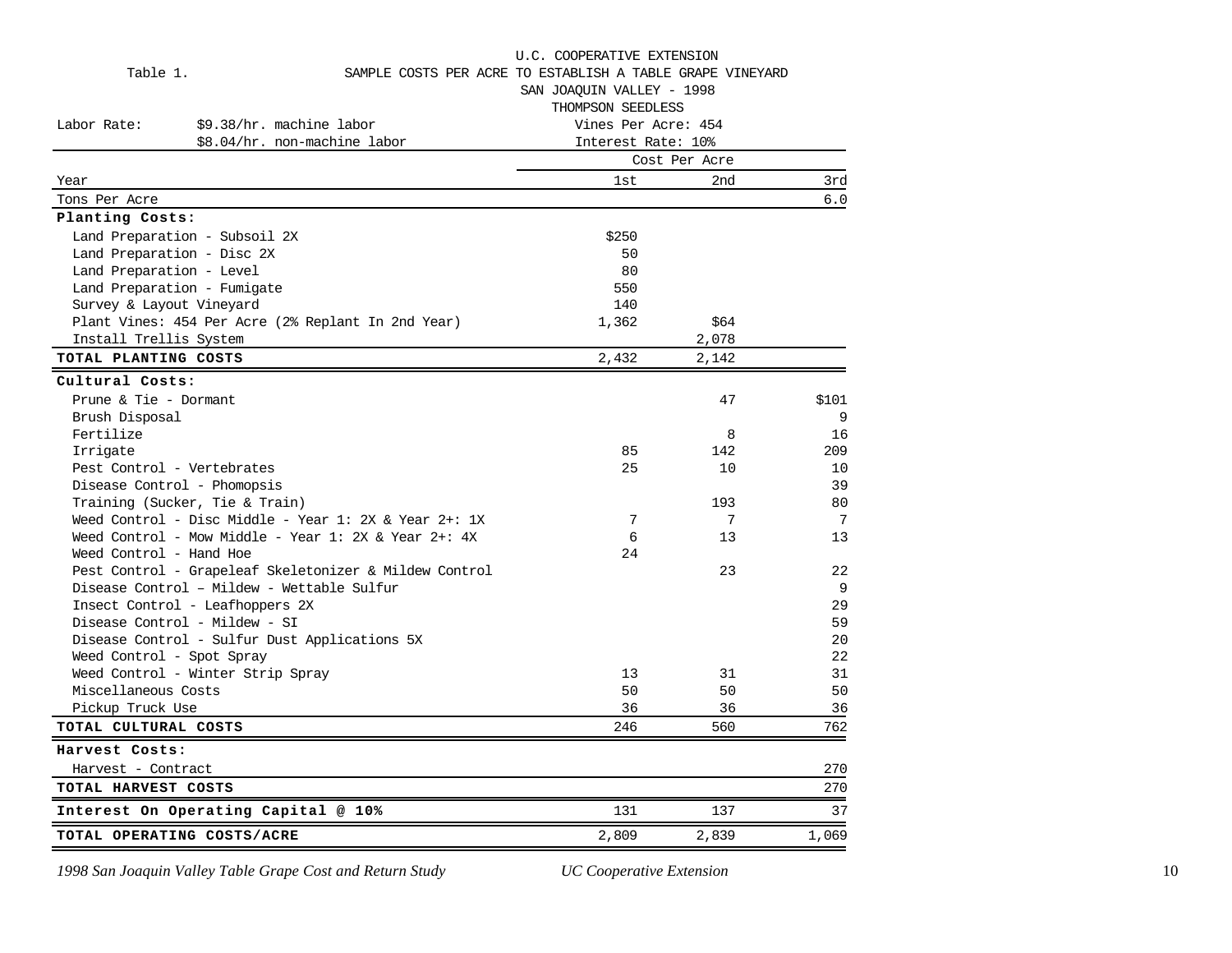U.C. COOPERATIVE EXTENSION

Table 1. SAMPLE COSTS PER ACRE TO ESTABLISH A TABLE GRAPE VINEYARD

SAN JOAQUIN VALLEY - 1998

THOMPSON SEEDLESS

Labor Rate: $9.38/hr. machine labor
$8.04/hr. non-machine labor

Vines Per Acre: 454
Interest Rate: 10%

| | Cost Per Acre | | |
|---|---|---|---|
| Year | 1st | 2nd | 3rd |
| Tons Per Acre | | | 6.0 |
| **Planting Costs:** | | | |
| Land Preparation - Subsoil 2X | $250 | | |
| Land Preparation - Disc 2X | 50 | | |
| Land Preparation - Level | 80 | | |
| Land Preparation - Fumigate | 550 | | |
| Survey & Layout Vineyard | 140 | | |
| Plant Vines: 454 Per Acre (2% Replant In 2nd Year) | 1,362 | $64 | |
| Install Trellis System | | 2,078 | |
| **TOTAL PLANTING COSTS** | 2,432 | 2,142 | |
| **Cultural Costs:** | | | |
| Prune & Tie - Dormant | | 47 | $101 |
| Brush Disposal | | | 9 |
| Fertilize | | 8 | 16 |
| Irrigate | 85 | 142 | 209 |
| Pest Control - Vertebrates | 25 | 10 | 10 |
| Disease Control - Phomopsis | | | 39 |
| Training (Sucker, Tie & Train) | | 193 | 80 |
| Weed Control - Disc Middle - Year 1: 2X & Year 2+: 1X | 7 | 7 | 7 |
| Weed Control - Mow Middle - Year 1: 2X & Year 2+: 4X | 6 | 13 | 13 |
| Weed Control - Hand Hoe | 24 | | |
| Pest Control - Grapeleaf Skeletonizer & Mildew Control | | 23 | 22 |
| Disease Control – Mildew - Wettable Sulfur | | | 9 |
| Insect Control - Leafhoppers 2X | | | 29 |
| Disease Control - Mildew - SI | | | 59 |
| Disease Control - Sulfur Dust Applications 5X | | | 20 |
| Weed Control - Spot Spray | | | 22 |
| Weed Control - Winter Strip Spray | 13 | 31 | 31 |
| Miscellaneous Costs | 50 | 50 | 50 |
| Pickup Truck Use | 36 | 36 | 36 |
| **TOTAL CULTURAL COSTS** | 246 | 560 | 762 |
| **Harvest Costs:** | | | |
| Harvest - Contract | | | 270 |
| **TOTAL HARVEST COSTS** | | | 270 |
| **Interest On Operating Capital @ 10%** | 131 | 137 | 37 |
| **TOTAL OPERATING COSTS/ACRE** | 2,809 | 2,839 | 1,069 |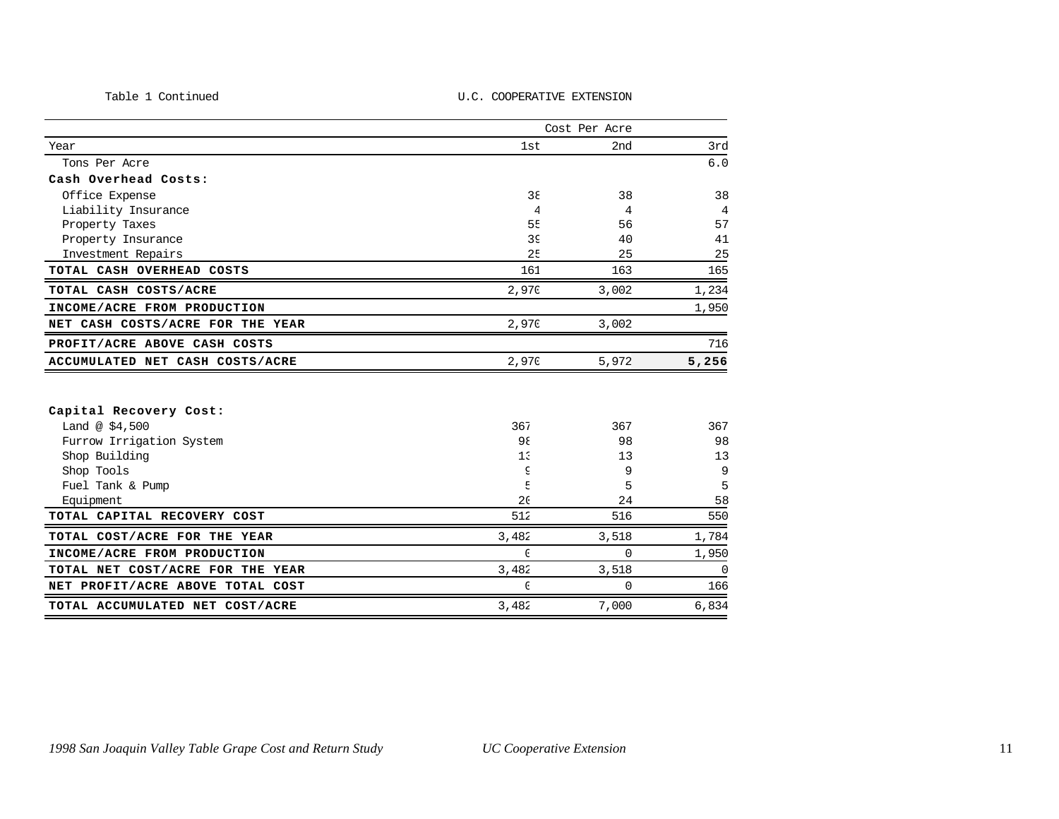Table 1 Continued

U.C. COOPERATIVE EXTENSION

| | Cost Per Acre | | |
|---|---|---|---|
| Year | 1st | 2nd | 3rd |
| Tons Per Acre | | | 6.0 |
| **Cash Overhead Costs:** | | | |
| Office Expense | 38 | 38 | 38 |
| Liability Insurance | 4 | 4 | 4 |
| Property Taxes | 55 | 56 | 57 |
| Property Insurance | 39 | 40 | 41 |
| Investment Repairs | 25 | 25 | 25 |
| **TOTAL CASH OVERHEAD COSTS** | 161 | 163 | 165 |
| **TOTAL CASH COSTS/ACRE** | 2,970 | 3,002 | 1,234 |
| **INCOME/ACRE FROM PRODUCTION** | | | 1,950 |
| **NET CASH COSTS/ACRE FOR THE YEAR** | 2,970 | 3,002 | |
| **PROFIT/ACRE ABOVE CASH COSTS** | | | 716 |
| **ACCUMULATED NET CASH COSTS/ACRE** | 2,970 | 5,972 | **5,256** |
| | | | |
| **Capital Recovery Cost:** | | | |
| Land @ $4,500 | 367 | 367 | 367 |
| Furrow Irrigation System | 98 | 98 | 98 |
| Shop Building | 13 | 13 | 13 |
| Shop Tools | 9 | 9 | 9 |
| Fuel Tank & Pump | 5 | 5 | 5 |
| Equipment | 20 | 24 | 58 |
| **TOTAL CAPITAL RECOVERY COST** | 512 | 516 | 550 |
| **TOTAL COST/ACRE FOR THE YEAR** | 3,482 | 3,518 | 1,784 |
| **INCOME/ACRE FROM PRODUCTION** | 0 | 0 | 1,950 |
| **TOTAL NET COST/ACRE FOR THE YEAR** | 3,482 | 3,518 | 0 |
| **NET PROFIT/ACRE ABOVE TOTAL COST** | 0 | 0 | 166 |
| **TOTAL ACCUMULATED NET COST/ACRE** | 3,482 | 7,000 | 6,834 |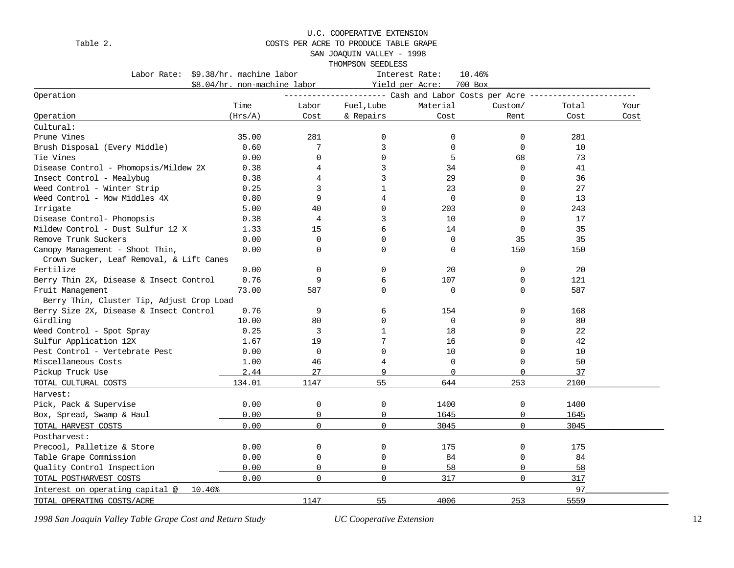Table 2.

U.C. COOPERATIVE EXTENSION
COSTS PER ACRE TO PRODUCE TABLE GRAPE
SAN JOAQUIN VALLEY - 1998
THOMPSON SEEDLESS

Labor Rate: $9.38/hr. machine labor — Interest Rate: 10.46%
$8.04/hr. non-machine labor — Yield per Acre: 700 Box

| Operation | Time (Hrs/A) | Labor Cost | Fuel,Lube & Repairs | Material Cost | Custom/ Rent | Total Cost | Your Cost |
|---|---|---|---|---|---|---|---|
| | | Cash and Labor Costs per Acre | | | | | |
| **Cultural:** | | | | | | | |
| Prune Vines | 35.00 | 281 | 0 | 0 | 0 | 281 | |
| Brush Disposal (Every Middle) | 0.60 | 7 | 3 | 0 | 0 | 10 | |
| Tie Vines | 0.00 | 0 | 0 | 5 | 68 | 73 | |
| Disease Control - Phomopsis/Mildew 2X | 0.38 | 4 | 3 | 34 | 0 | 41 | |
| Insect Control - Mealybug | 0.38 | 4 | 3 | 29 | 0 | 36 | |
| Weed Control - Winter Strip | 0.25 | 3 | 1 | 23 | 0 | 27 | |
| Weed Control - Mow Middles 4X | 0.80 | 9 | 4 | 0 | 0 | 13 | |
| Irrigate | 5.00 | 40 | 0 | 203 | 0 | 243 | |
| Disease Control- Phomopsis | 0.38 | 4 | 3 | 10 | 0 | 17 | |
| Mildew Control - Dust Sulfur 12 X | 1.33 | 15 | 6 | 14 | 0 | 35 | |
| Remove Trunk Suckers | 0.00 | 0 | 0 | 0 | 35 | 35 | |
| Canopy Management - Shoot Thin, Crown Sucker, Leaf Removal, & Lift Canes | 0.00 | 0 | 0 | 0 | 150 | 150 | |
| Fertilize | 0.00 | 0 | 0 | 20 | 0 | 20 | |
| Berry Thin 2X, Disease & Insect Control | 0.76 | 9 | 6 | 107 | 0 | 121 | |
| Fruit Management Berry Thin, Cluster Tip, Adjust Crop Load | 73.00 | 587 | 0 | 0 | 0 | 587 | |
| Berry Size 2X, Disease & Insect Control | 0.76 | 9 | 6 | 154 | 0 | 168 | |
| Girdling | 10.00 | 80 | 0 | 0 | 0 | 80 | |
| Weed Control - Spot Spray | 0.25 | 3 | 1 | 18 | 0 | 22 | |
| Sulfur Application 12X | 1.67 | 19 | 7 | 16 | 0 | 42 | |
| Pest Control - Vertebrate Pest | 0.00 | 0 | 0 | 10 | 0 | 10 | |
| Miscellaneous Costs | 1.00 | 46 | 4 | 0 | 0 | 50 | |
| Pickup Truck Use | 2.44 | 27 | 9 | 0 | 0 | 37 | |
| TOTAL CULTURAL COSTS | 134.01 | 1147 | 55 | 644 | 253 | 2100 | |
| **Harvest:** | | | | | | | |
| Pick, Pack & Supervise | 0.00 | 0 | 0 | 1400 | 0 | 1400 | |
| Box, Spread, Swamp & Haul | 0.00 | 0 | 0 | 1645 | 0 | 1645 | |
| TOTAL HARVEST COSTS | 0.00 | 0 | 0 | 3045 | 0 | 3045 | |
| **Postharvest:** | | | | | | | |
| Precool, Palletize & Store | 0.00 | 0 | 0 | 175 | 0 | 175 | |
| Table Grape Commission | 0.00 | 0 | 0 | 84 | 0 | 84 | |
| Quality Control Inspection | 0.00 | 0 | 0 | 58 | 0 | 58 | |
| TOTAL POSTHARVEST COSTS | 0.00 | 0 | 0 | 317 | 0 | 317 | |
| Interest on operating capital @ 10.46% | | | | | | 97 | |
| TOTAL OPERATING COSTS/ACRE | | 1147 | 55 | 4006 | 253 | 5559 | |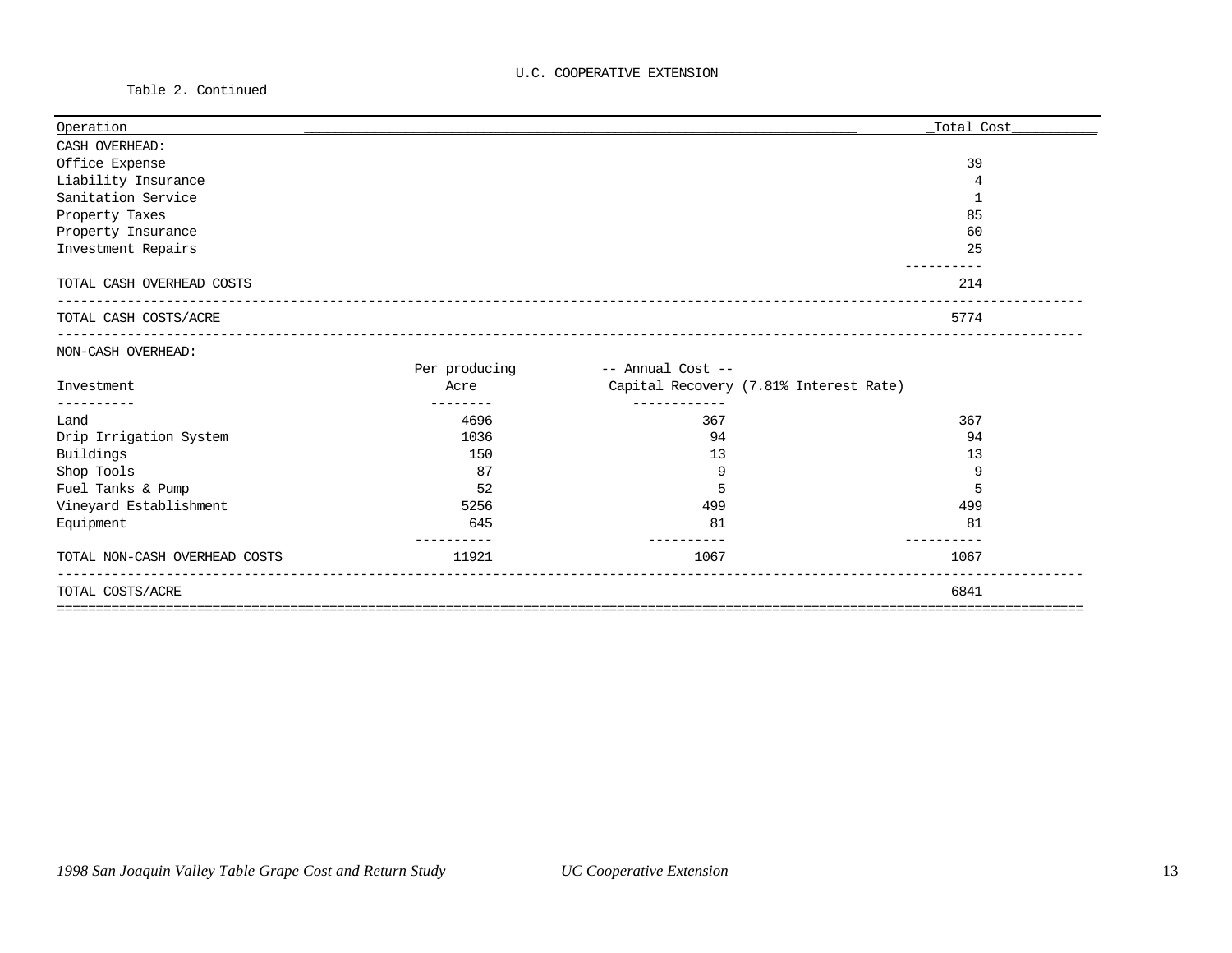U.C. COOPERATIVE EXTENSION

Table 2. Continued

| Operation | | | Total Cost |
|---|---|---|---|
| CASH OVERHEAD: | | | |
| Office Expense | | | 39 |
| Liability Insurance | | | 4 |
| Sanitation Service | | | 1 |
| Property Taxes | | | 85 |
| Property Insurance | | | 60 |
| Investment Repairs | | | 25 |
| TOTAL CASH OVERHEAD COSTS | | | 214 |
| TOTAL CASH COSTS/ACRE | | | 5774 |
| NON-CASH OVERHEAD: | | | |
| Investment | Per producing Acre | -- Annual Cost -- Capital Recovery (7.81% Interest Rate) | |
| Land | 4696 | 367 | 367 |
| Drip Irrigation System | 1036 | 94 | 94 |
| Buildings | 150 | 13 | 13 |
| Shop Tools | 87 | 9 | 9 |
| Fuel Tanks & Pump | 52 | 5 | 5 |
| Vineyard Establishment | 5256 | 499 | 499 |
| Equipment | 645 | 81 | 81 |
| TOTAL NON-CASH OVERHEAD COSTS | 11921 | 1067 | 1067 |
| TOTAL COSTS/ACRE | | | 6841 |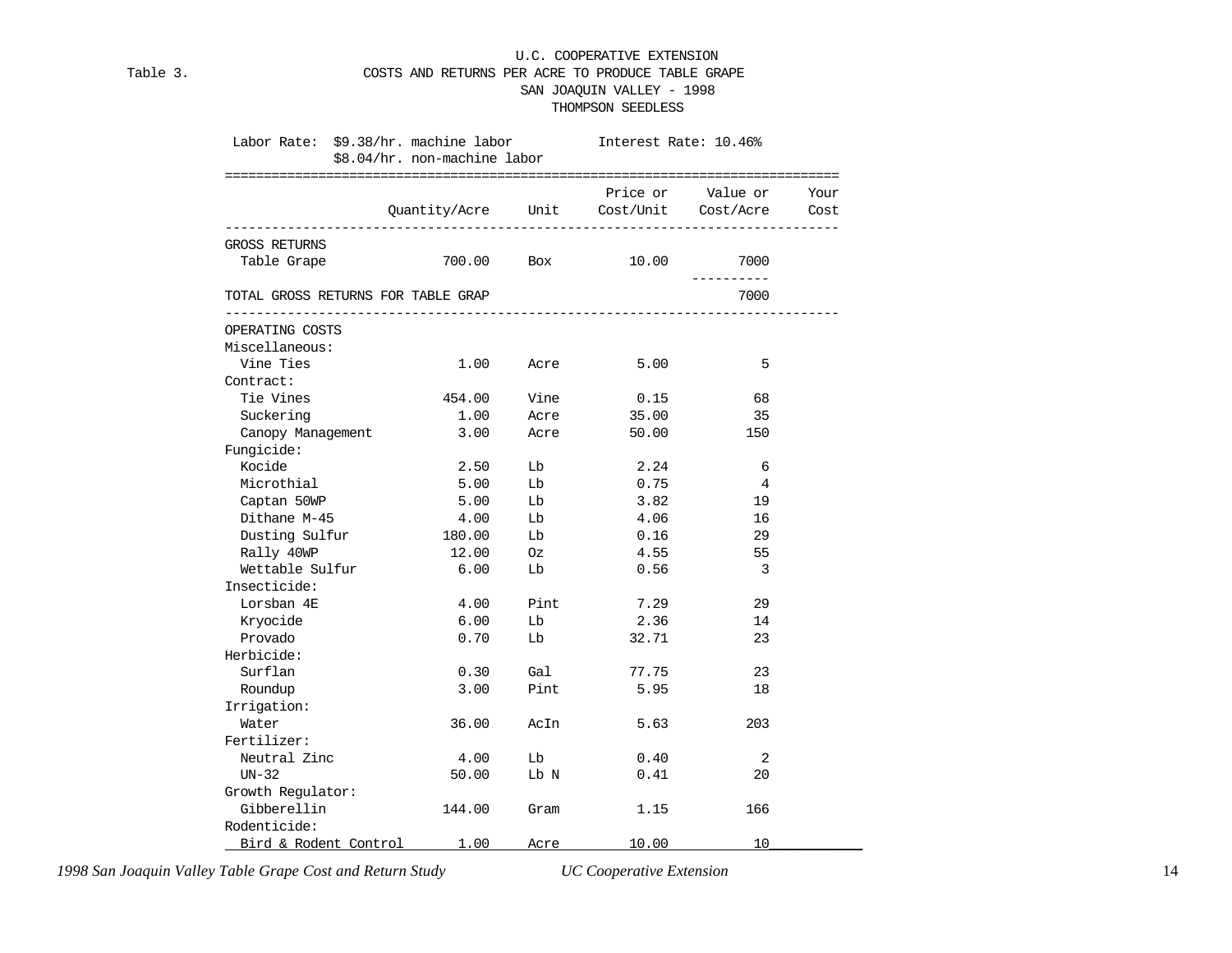U.C. COOPERATIVE EXTENSION

Table 3. COSTS AND RETURNS PER ACRE TO PRODUCE TABLE GRAPE
SAN JOAQUIN VALLEY - 1998
THOMPSON SEEDLESS

Labor Rate: $9.38/hr. machine labor Interest Rate: 10.46%
$8.04/hr. non-machine labor

| | Quantity/Acre | Unit | Price or Cost/Unit | Value or Cost/Acre | Your Cost |
|---|---|---|---|---|---|
| GROSS RETURNS | | | | | |
| Table Grape | 700.00 | Box | 10.00 | 7000 | |
| TOTAL GROSS RETURNS FOR TABLE GRAP | | | | 7000 | |
| OPERATING COSTS | | | | | |
| Miscellaneous: | | | | | |
| Vine Ties | 1.00 | Acre | 5.00 | 5 | |
| Contract: | | | | | |
| Tie Vines | 454.00 | Vine | 0.15 | 68 | |
| Suckering | 1.00 | Acre | 35.00 | 35 | |
| Canopy Management | 3.00 | Acre | 50.00 | 150 | |
| Fungicide: | | | | | |
| Kocide | 2.50 | Lb | 2.24 | 6 | |
| Microthial | 5.00 | Lb | 0.75 | 4 | |
| Captan 50WP | 5.00 | Lb | 3.82 | 19 | |
| Dithane M-45 | 4.00 | Lb | 4.06 | 16 | |
| Dusting Sulfur | 180.00 | Lb | 0.16 | 29 | |
| Rally 40WP | 12.00 | Oz | 4.55 | 55 | |
| Wettable Sulfur | 6.00 | Lb | 0.56 | 3 | |
| Insecticide: | | | | | |
| Lorsban 4E | 4.00 | Pint | 7.29 | 29 | |
| Kryocide | 6.00 | Lb | 2.36 | 14 | |
| Provado | 0.70 | Lb | 32.71 | 23 | |
| Herbicide: | | | | | |
| Surflan | 0.30 | Gal | 77.75 | 23 | |
| Roundup | 3.00 | Pint | 5.95 | 18 | |
| Irrigation: | | | | | |
| Water | 36.00 | AcIn | 5.63 | 203 | |
| Fertilizer: | | | | | |
| Neutral Zinc | 4.00 | Lb | 0.40 | 2 | |
| UN-32 | 50.00 | Lb N | 0.41 | 20 | |
| Growth Regulator: | | | | | |
| Gibberellin | 144.00 | Gram | 1.15 | 166 | |
| Rodenticide: | | | | | |
| Bird & Rodent Control | 1.00 | Acre | 10.00 | 10 | |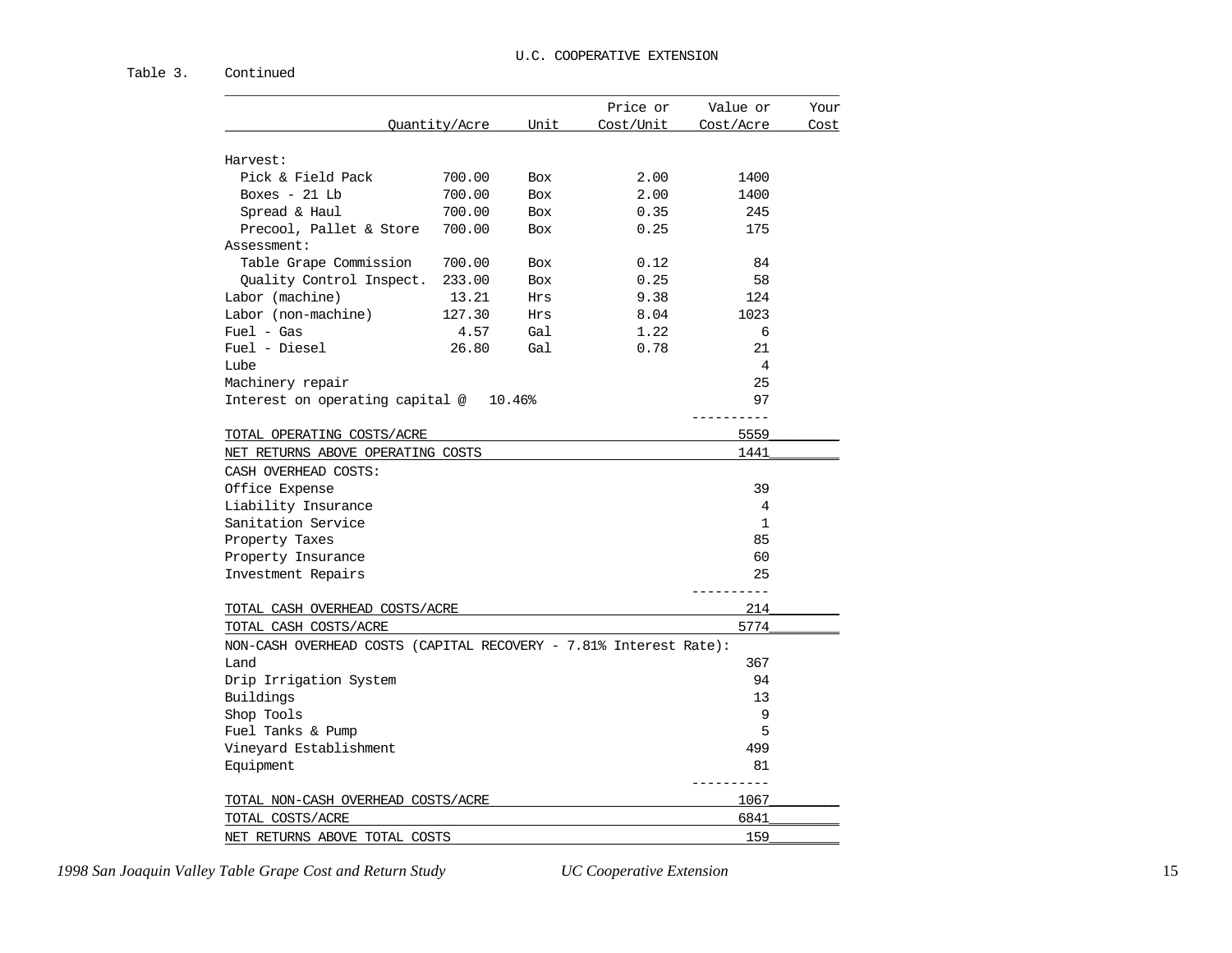U.C. COOPERATIVE EXTENSION

Table 3. Continued

| | Quantity/Acre | Unit | Price or Cost/Unit | Value or Cost/Acre | Your Cost |
|---|---|---|---|---|---|
| Harvest: | | | | | |
| Pick & Field Pack | 700.00 | Box | 2.00 | 1400 | |
| Boxes - 21 Lb | 700.00 | Box | 2.00 | 1400 | |
| Spread & Haul | 700.00 | Box | 0.35 | 245 | |
| Precool, Pallet & Store | 700.00 | Box | 0.25 | 175 | |
| Assessment: | | | | | |
| Table Grape Commission | 700.00 | Box | 0.12 | 84 | |
| Quality Control Inspect. | 233.00 | Box | 0.25 | 58 | |
| Labor (machine) | 13.21 | Hrs | 9.38 | 124 | |
| Labor (non-machine) | 127.30 | Hrs | 8.04 | 1023 | |
| Fuel - Gas | 4.57 | Gal | 1.22 | 6 | |
| Fuel - Diesel | 26.80 | Gal | 0.78 | 21 | |
| Lube | | | | 4 | |
| Machinery repair | | | | 25 | |
| Interest on operating capital @ 10.46% | | | | 97 | |
| TOTAL OPERATING COSTS/ACRE | | | | 5559 | |
| NET RETURNS ABOVE OPERATING COSTS | | | | 1441 | |
| CASH OVERHEAD COSTS: | | | | | |
| Office Expense | | | | 39 | |
| Liability Insurance | | | | 4 | |
| Sanitation Service | | | | 1 | |
| Property Taxes | | | | 85 | |
| Property Insurance | | | | 60 | |
| Investment Repairs | | | | 25 | |
| TOTAL CASH OVERHEAD COSTS/ACRE | | | | 214 | |
| TOTAL CASH COSTS/ACRE | | | | 5774 | |
| NON-CASH OVERHEAD COSTS (CAPITAL RECOVERY - 7.81% Interest Rate): | | | | | |
| Land | | | | 367 | |
| Drip Irrigation System | | | | 94 | |
| Buildings | | | | 13 | |
| Shop Tools | | | | 9 | |
| Fuel Tanks & Pump | | | | 5 | |
| Vineyard Establishment | | | | 499 | |
| Equipment | | | | 81 | |
| TOTAL NON-CASH OVERHEAD COSTS/ACRE | | | | 1067 | |
| TOTAL COSTS/ACRE | | | | 6841 | |
| NET RETURNS ABOVE TOTAL COSTS | | | | 159 | |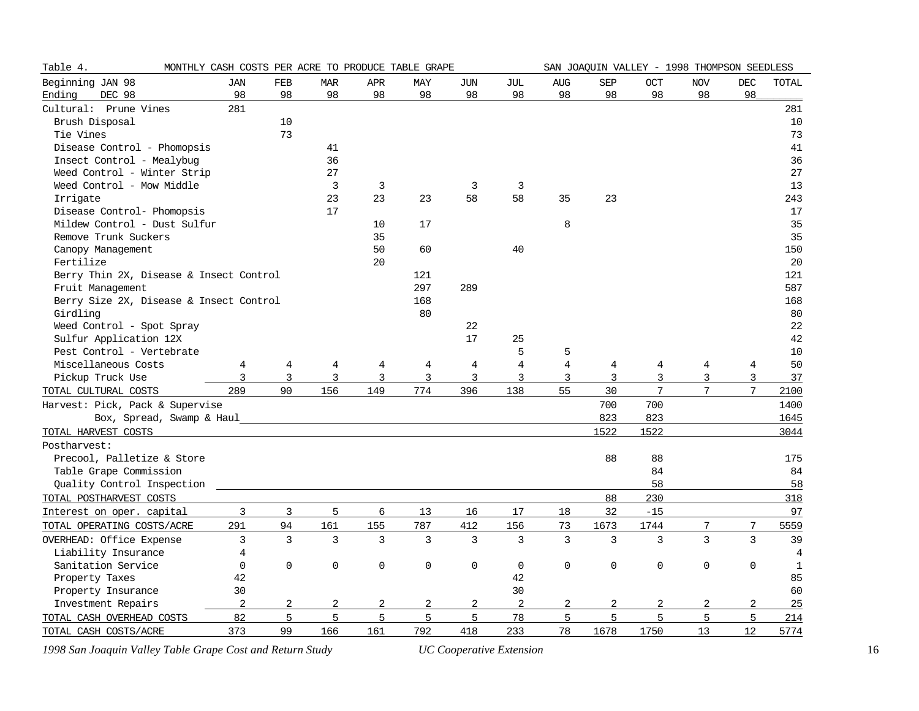Table 4. MONTHLY CASH COSTS PER ACRE TO PRODUCE TABLE GRAPE — SAN JOAQUIN VALLEY - 1998 THOMPSON SEEDLESS

| Beginning JAN 98<br>Ending DEC 98 | JAN 98 | FEB 98 | MAR 98 | APR 98 | MAY 98 | JUN 98 | JUL 98 | AUG 98 | SEP 98 | OCT 98 | NOV 98 | DEC 98 | TOTAL |
|---|---|---|---|---|---|---|---|---|---|---|---|---|---|
| Cultural: Prune Vines | 281 | | | | | | | | | | | | 281 |
| Brush Disposal | | 10 | | | | | | | | | | | 10 |
| Tie Vines | | 73 | | | | | | | | | | | 73 |
| Disease Control - Phomopsis | | | 41 | | | | | | | | | | 41 |
| Insect Control - Mealybug | | | 36 | | | | | | | | | | 36 |
| Weed Control - Winter Strip | | | 27 | | | | | | | | | | 27 |
| Weed Control - Mow Middle | | | 3 | 3 | | 3 | 3 | | | | | | 13 |
| Irrigate | | | 23 | 23 | 23 | 58 | 58 | 35 | 23 | | | | 243 |
| Disease Control- Phomopsis | | | 17 | | | | | | | | | | 17 |
| Mildew Control - Dust Sulfur | | | | 10 | 17 | | | 8 | | | | | 35 |
| Remove Trunk Suckers | | | | 35 | | | | | | | | | 35 |
| Canopy Management | | | | 50 | 60 | | 40 | | | | | | 150 |
| Fertilize | | | | 20 | | | | | | | | | 20 |
| Berry Thin 2X, Disease & Insect Control | | | | | 121 | | | | | | | | 121 |
| Fruit Management | | | | | 297 | 289 | | | | | | | 587 |
| Berry Size 2X, Disease & Insect Control | | | | | 168 | | | | | | | | 168 |
| Girdling | | | | | 80 | | | | | | | | 80 |
| Weed Control - Spot Spray | | | | | | 22 | | | | | | | 22 |
| Sulfur Application 12X | | | | | | 17 | 25 | | | | | | 42 |
| Pest Control - Vertebrate | | | | | | | 5 | 5 | | | | | 10 |
| Miscellaneous Costs | 4 | 4 | 4 | 4 | 4 | 4 | 4 | 4 | 4 | 4 | 4 | 4 | 50 |
| Pickup Truck Use | 3 | 3 | 3 | 3 | 3 | 3 | 3 | 3 | 3 | 3 | 3 | 3 | 37 |
| TOTAL CULTURAL COSTS | 289 | 90 | 156 | 149 | 774 | 396 | 138 | 55 | 30 | 7 | 7 | 7 | 2100 |
| Harvest: Pick, Pack & Supervise | | | | | | | | | 700 | 700 | | | 1400 |
| Box, Spread, Swamp & Haul | | | | | | | | | 823 | 823 | | | 1645 |
| TOTAL HARVEST COSTS | | | | | | | | | 1522 | 1522 | | | 3044 |
| Postharvest: | | | | | | | | | | | | | |
| Precool, Palletize & Store | | | | | | | | | 88 | 88 | | | 175 |
| Table Grape Commission | | | | | | | | | | 84 | | | 84 |
| Quality Control Inspection | | | | | | | | | | 58 | | | 58 |
| TOTAL POSTHARVEST COSTS | | | | | | | | | 88 | 230 | | | 318 |
| Interest on oper. capital | 3 | 3 | 5 | 6 | 13 | 16 | 17 | 18 | 32 | -15 | | | 97 |
| TOTAL OPERATING COSTS/ACRE | 291 | 94 | 161 | 155 | 787 | 412 | 156 | 73 | 1673 | 1744 | 7 | 7 | 5559 |
| OVERHEAD: Office Expense | 3 | 3 | 3 | 3 | 3 | 3 | 3 | 3 | 3 | 3 | 3 | 3 | 39 |
| Liability Insurance | 4 | | | | | | | | | | | | 4 |
| Sanitation Service | 0 | 0 | 0 | 0 | 0 | 0 | 0 | 0 | 0 | 0 | 0 | 0 | 1 |
| Property Taxes | 42 | | | | | | 42 | | | | | | 85 |
| Property Insurance | 30 | | | | | | 30 | | | | | | 60 |
| Investment Repairs | 2 | 2 | 2 | 2 | 2 | 2 | 2 | 2 | 2 | 2 | 2 | 2 | 25 |
| TOTAL CASH OVERHEAD COSTS | 82 | 5 | 5 | 5 | 5 | 5 | 78 | 5 | 5 | 5 | 5 | 5 | 214 |
| TOTAL CASH COSTS/ACRE | 373 | 99 | 166 | 161 | 792 | 418 | 233 | 78 | 1678 | 1750 | 13 | 12 | 5774 |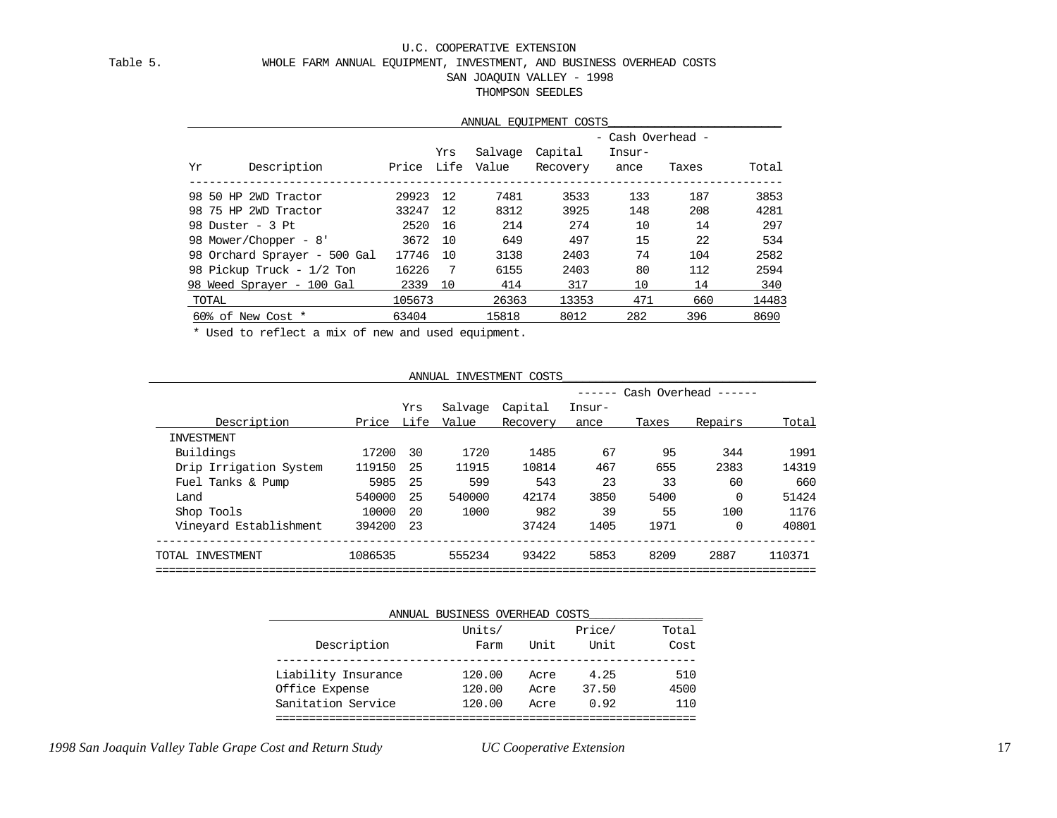U.C. COOPERATIVE EXTENSION

Table 5. WHOLE FARM ANNUAL EQUIPMENT, INVESTMENT, AND BUSINESS OVERHEAD COSTS

SAN JOAQUIN VALLEY - 1998

THOMPSON SEEDLES

**ANNUAL EQUIPMENT COSTS**

| Yr | Description | Price | Yrs Life | Salvage Value | Capital Recovery | - Cash Overhead - Insurance | Taxes | Total |
|---|---|---|---|---|---|---|---|---|
| 98 | 50 HP 2WD Tractor | 29923 | 12 | 7481 | 3533 | 133 | 187 | 3853 |
| 98 | 75 HP 2WD Tractor | 33247 | 12 | 8312 | 3925 | 148 | 208 | 4281 |
| 98 | Duster - 3 Pt | 2520 | 16 | 214 | 274 | 10 | 14 | 297 |
| 98 | Mower/Chopper - 8' | 3672 | 10 | 649 | 497 | 15 | 22 | 534 |
| 98 | Orchard Sprayer - 500 Gal | 17746 | 10 | 3138 | 2403 | 74 | 104 | 2582 |
| 98 | Pickup Truck - 1/2 Ton | 16226 | 7 | 6155 | 2403 | 80 | 112 | 2594 |
| 98 | Weed Sprayer - 100 Gal | 2339 | 10 | 414 | 317 | 10 | 14 | 340 |
| | TOTAL | 105673 | | 26363 | 13353 | 471 | 660 | 14483 |
| | 60% of New Cost * | 63404 | | 15818 | 8012 | 282 | 396 | 8690 |

* Used to reflect a mix of new and used equipment.

**ANNUAL INVESTMENT COSTS**

| Description | Price | Yrs Life | Salvage Value | Capital Recovery | ------ Cash Overhead ------ Insurance | Taxes | Repairs | Total |
|---|---|---|---|---|---|---|---|---|
| INVESTMENT | | | | | | | | |
| Buildings | 17200 | 30 | 1720 | 1485 | 67 | 95 | 344 | 1991 |
| Drip Irrigation System | 119150 | 25 | 11915 | 10814 | 467 | 655 | 2383 | 14319 |
| Fuel Tanks & Pump | 5985 | 25 | 599 | 543 | 23 | 33 | 60 | 660 |
| Land | 540000 | 25 | 540000 | 42174 | 3850 | 5400 | 0 | 51424 |
| Shop Tools | 10000 | 20 | 1000 | 982 | 39 | 55 | 100 | 1176 |
| Vineyard Establishment | 394200 | 23 | | 37424 | 1405 | 1971 | 0 | 40801 |
| TOTAL INVESTMENT | 1086535 | | 555234 | 93422 | 5853 | 8209 | 2887 | 110371 |

**ANNUAL BUSINESS OVERHEAD COSTS**

| Description | Units/ Farm | Unit | Price/ Unit | Total Cost |
|---|---|---|---|---|
| Liability Insurance | 120.00 | Acre | 4.25 | 510 |
| Office Expense | 120.00 | Acre | 37.50 | 4500 |
| Sanitation Service | 120.00 | Acre | 0.92 | 110 |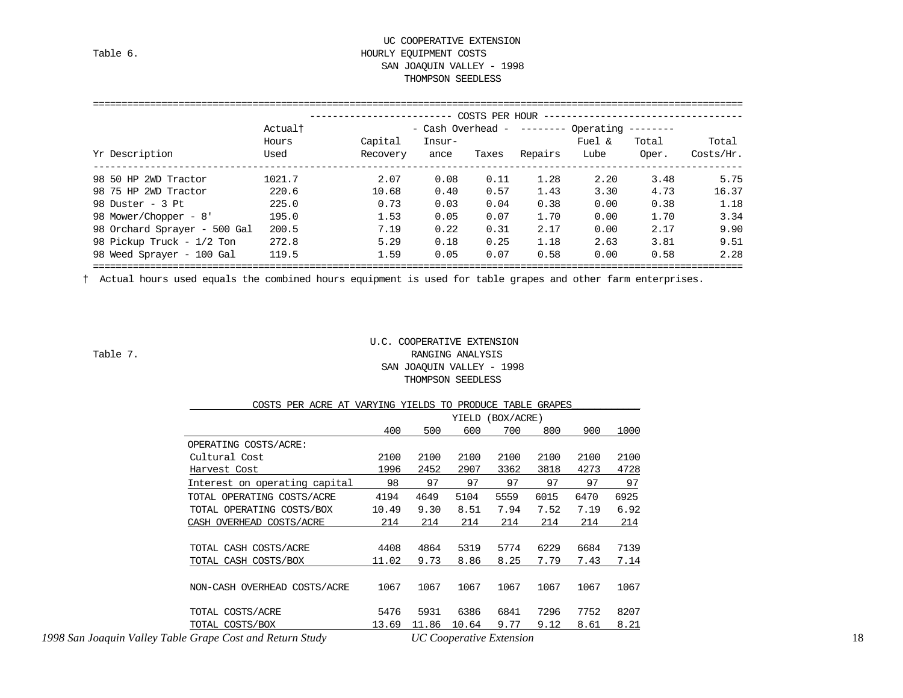Table 6.

UC COOPERATIVE EXTENSION
HOURLY EQUIPMENT COSTS
SAN JOAQUIN VALLEY - 1998
THOMPSON SEEDLESS

| | | COSTS PER HOUR | | | | | | |
|---|---|---|---|---|---|---|---|---|
| | Actual† | | - Cash Overhead - | | -------- Operating -------- | | | |
| Yr Description | Hours Used | Capital Recovery | Insur-ance | Taxes | Repairs | Fuel & Lube | Total Oper. | Total Costs/Hr. |
| 98 50 HP 2WD Tractor | 1021.7 | 2.07 | 0.08 | 0.11 | 1.28 | 2.20 | 3.48 | 5.75 |
| 98 75 HP 2WD Tractor | 220.6 | 10.68 | 0.40 | 0.57 | 1.43 | 3.30 | 4.73 | 16.37 |
| 98 Duster - 3 Pt | 225.0 | 0.73 | 0.03 | 0.04 | 0.38 | 0.00 | 0.38 | 1.18 |
| 98 Mower/Chopper - 8' | 195.0 | 1.53 | 0.05 | 0.07 | 1.70 | 0.00 | 1.70 | 3.34 |
| 98 Orchard Sprayer - 500 Gal | 200.5 | 7.19 | 0.22 | 0.31 | 2.17 | 0.00 | 2.17 | 9.90 |
| 98 Pickup Truck - 1/2 Ton | 272.8 | 5.29 | 0.18 | 0.25 | 1.18 | 2.63 | 3.81 | 9.51 |
| 98 Weed Sprayer - 100 Gal | 119.5 | 1.59 | 0.05 | 0.07 | 0.58 | 0.00 | 0.58 | 2.28 |

† Actual hours used equals the combined hours equipment is used for table grapes and other farm enterprises.

Table 7.

U.C. COOPERATIVE EXTENSION
RANGING ANALYSIS
SAN JOAQUIN VALLEY - 1998
THOMPSON SEEDLESS

COSTS PER ACRE AT VARYING YIELDS TO PRODUCE TABLE GRAPES

| | YIELD (BOX/ACRE) | | | | | | |
|---|---|---|---|---|---|---|---|
| | 400 | 500 | 600 | 700 | 800 | 900 | 1000 |
| OPERATING COSTS/ACRE: | | | | | | | |
| Cultural Cost | 2100 | 2100 | 2100 | 2100 | 2100 | 2100 | 2100 |
| Harvest Cost | 1996 | 2452 | 2907 | 3362 | 3818 | 4273 | 4728 |
| Interest on operating capital | 98 | 97 | 97 | 97 | 97 | 97 | 97 |
| TOTAL OPERATING COSTS/ACRE | 4194 | 4649 | 5104 | 5559 | 6015 | 6470 | 6925 |
| TOTAL OPERATING COSTS/BOX | 10.49 | 9.30 | 8.51 | 7.94 | 7.52 | 7.19 | 6.92 |
| CASH OVERHEAD COSTS/ACRE | 214 | 214 | 214 | 214 | 214 | 214 | 214 |
| TOTAL CASH COSTS/ACRE | 4408 | 4864 | 5319 | 5774 | 6229 | 6684 | 7139 |
| TOTAL CASH COSTS/BOX | 11.02 | 9.73 | 8.86 | 8.25 | 7.79 | 7.43 | 7.14 |
| NON-CASH OVERHEAD COSTS/ACRE | 1067 | 1067 | 1067 | 1067 | 1067 | 1067 | 1067 |
| TOTAL COSTS/ACRE | 5476 | 5931 | 6386 | 6841 | 7296 | 7752 | 8207 |
| TOTAL COSTS/BOX | 13.69 | 11.86 | 10.64 | 9.77 | 9.12 | 8.61 | 8.21 |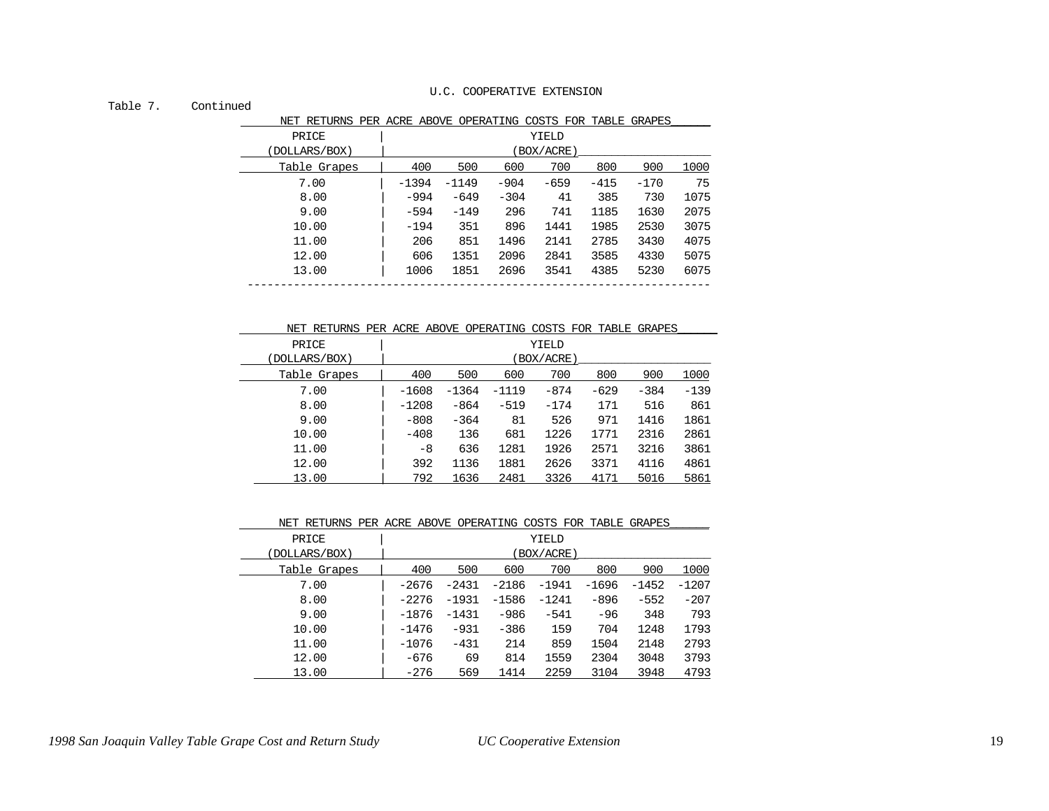U.C. COOPERATIVE EXTENSION

Table 7. Continued

NET RETURNS PER ACRE ABOVE OPERATING COSTS FOR TABLE GRAPES

| PRICE (DOLLARS/BOX) | YIELD (BOX/ACRE) | | | | | | |
|---|---|---|---|---|---|---|---|
| Table Grapes | 400 | 500 | 600 | 700 | 800 | 900 | 1000 |
| 7.00 | -1394 | -1149 | -904 | -659 | -415 | -170 | 75 |
| 8.00 | -994 | -649 | -304 | 41 | 385 | 730 | 1075 |
| 9.00 | -594 | -149 | 296 | 741 | 1185 | 1630 | 2075 |
| 10.00 | -194 | 351 | 896 | 1441 | 1985 | 2530 | 3075 |
| 11.00 | 206 | 851 | 1496 | 2141 | 2785 | 3430 | 4075 |
| 12.00 | 606 | 1351 | 2096 | 2841 | 3585 | 4330 | 5075 |
| 13.00 | 1006 | 1851 | 2696 | 3541 | 4385 | 5230 | 6075 |

NET RETURNS PER ACRE ABOVE OPERATING COSTS FOR TABLE GRAPES

| PRICE (DOLLARS/BOX) | YIELD (BOX/ACRE) | | | | | | |
|---|---|---|---|---|---|---|---|
| Table Grapes | 400 | 500 | 600 | 700 | 800 | 900 | 1000 |
| 7.00 | -1608 | -1364 | -1119 | -874 | -629 | -384 | -139 |
| 8.00 | -1208 | -864 | -519 | -174 | 171 | 516 | 861 |
| 9.00 | -808 | -364 | 81 | 526 | 971 | 1416 | 1861 |
| 10.00 | -408 | 136 | 681 | 1226 | 1771 | 2316 | 2861 |
| 11.00 | -8 | 636 | 1281 | 1926 | 2571 | 3216 | 3861 |
| 12.00 | 392 | 1136 | 1881 | 2626 | 3371 | 4116 | 4861 |
| 13.00 | 792 | 1636 | 2481 | 3326 | 4171 | 5016 | 5861 |

NET RETURNS PER ACRE ABOVE OPERATING COSTS FOR TABLE GRAPES

| PRICE (DOLLARS/BOX) | YIELD (BOX/ACRE) | | | | | | |
|---|---|---|---|---|---|---|---|
| Table Grapes | 400 | 500 | 600 | 700 | 800 | 900 | 1000 |
| 7.00 | -2676 | -2431 | -2186 | -1941 | -1696 | -1452 | -1207 |
| 8.00 | -2276 | -1931 | -1586 | -1241 | -896 | -552 | -207 |
| 9.00 | -1876 | -1431 | -986 | -541 | -96 | 348 | 793 |
| 10.00 | -1476 | -931 | -386 | 159 | 704 | 1248 | 1793 |
| 11.00 | -1076 | -431 | 214 | 859 | 1504 | 2148 | 2793 |
| 12.00 | -676 | 69 | 814 | 1559 | 2304 | 3048 | 3793 |
| 13.00 | -276 | 569 | 1414 | 2259 | 3104 | 3948 | 4793 |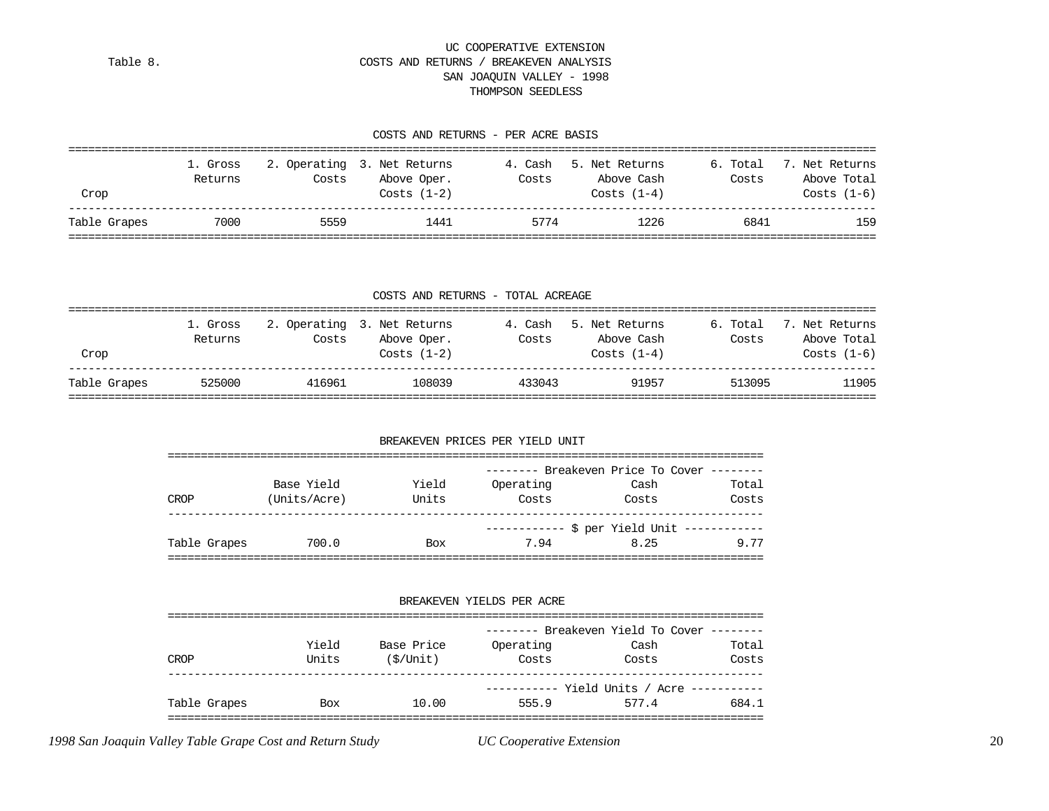UC COOPERATIVE EXTENSION

Table 8. COSTS AND RETURNS / BREAKEVEN ANALYSIS

SAN JOAQUIN VALLEY - 1998

THOMPSON SEEDLESS

### COSTS AND RETURNS - PER ACRE BASIS

| Crop | 1. Gross Returns | 2. Operating Costs | 3. Net Returns Above Oper. Costs (1-2) | 4. Cash Costs | 5. Net Returns Above Cash Costs (1-4) | 6. Total Costs | 7. Net Returns Above Total Costs (1-6) |
|---|---|---|---|---|---|---|---|
| Table Grapes | 7000 | 5559 | 1441 | 5774 | 1226 | 6841 | 159 |

### COSTS AND RETURNS - TOTAL ACREAGE

| Crop | 1. Gross Returns | 2. Operating Costs | 3. Net Returns Above Oper. Costs (1-2) | 4. Cash Costs | 5. Net Returns Above Cash Costs (1-4) | 6. Total Costs | 7. Net Returns Above Total Costs (1-6) |
|---|---|---|---|---|---|---|---|
| Table Grapes | 525000 | 416961 | 108039 | 433043 | 91957 | 513095 | 11905 |

### BREAKEVEN PRICES PER YIELD UNIT

| | | | Breakeven Price To Cover | | |
|---|---|---|---|---|---|
| CROP | Base Yield (Units/Acre) | Yield Units | Operating Costs | Cash Costs | Total Costs |
| | | | $ per Yield Unit | | |
| Table Grapes | 700.0 | Box | 7.94 | 8.25 | 9.77 |

### BREAKEVEN YIELDS PER ACRE

| | | | Breakeven Yield To Cover | | |
|---|---|---|---|---|---|
| CROP | Yield Units | Base Price ($/Unit) | Operating Costs | Cash Costs | Total Costs |
| | | | Yield Units / Acre | | |
| Table Grapes | Box | 10.00 | 555.9 | 577.4 | 684.1 |